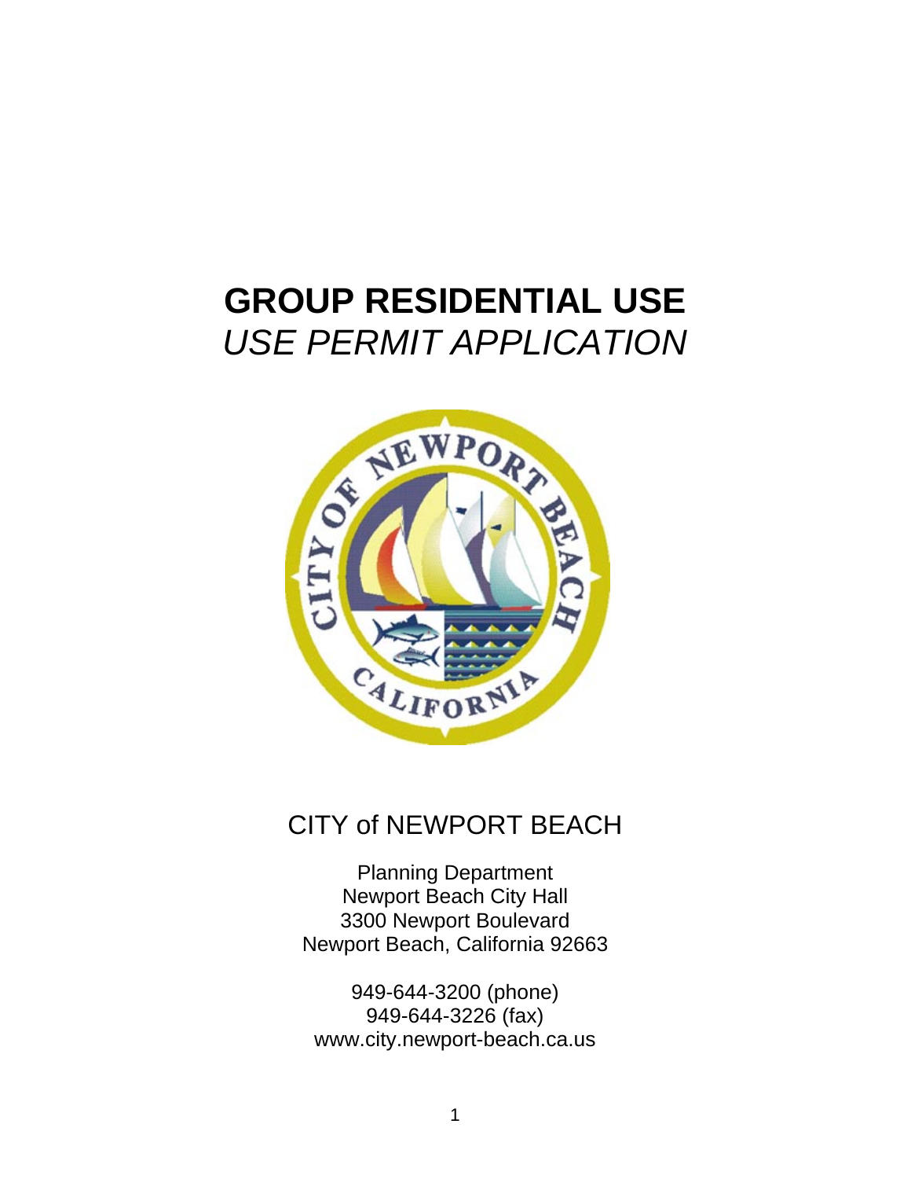# GROUP RESIDENTIAL USE

*USE PERMIT APPLICATION*

CITY of NEWPORT BEACH

Planning Department
Newport Beach City Hall
3300 Newport Boulevard
Newport Beach, California 92663

949-644-3200 (phone)
949-644-3226 (fax)
www.city.newport-beach.ca.us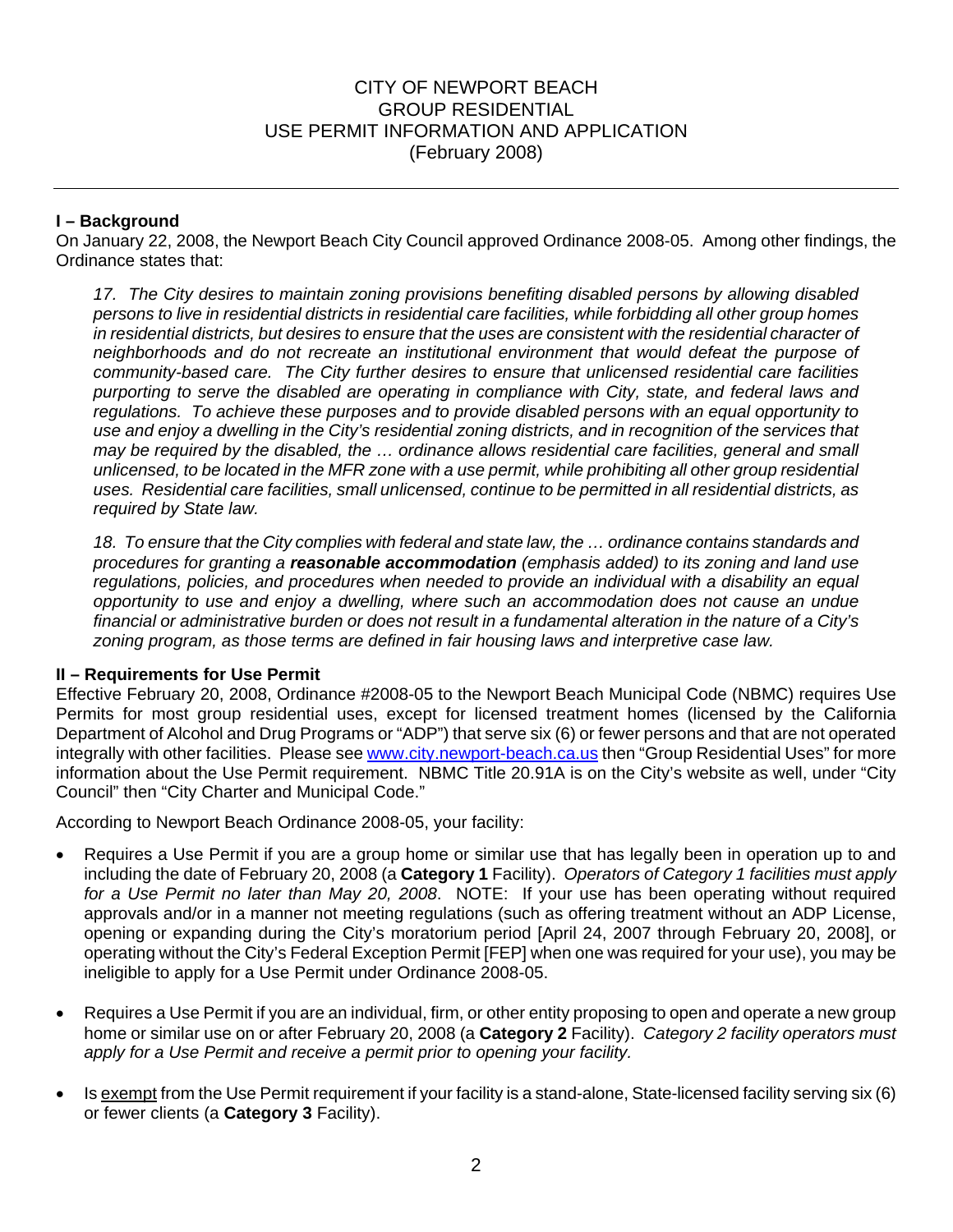CITY OF NEWPORT BEACH
GROUP RESIDENTIAL
USE PERMIT INFORMATION AND APPLICATION
(February 2008)

---

## I – Background

On January 22, 2008, the Newport Beach City Council approved Ordinance 2008-05. Among other findings, the Ordinance states that:

> *17. The City desires to maintain zoning provisions benefiting disabled persons by allowing disabled persons to live in residential districts in residential care facilities, while forbidding all other group homes in residential districts, but desires to ensure that the uses are consistent with the residential character of neighborhoods and do not recreate an institutional environment that would defeat the purpose of community-based care. The City further desires to ensure that unlicensed residential care facilities purporting to serve the disabled are operating in compliance with City, state, and federal laws and regulations. To achieve these purposes and to provide disabled persons with an equal opportunity to use and enjoy a dwelling in the City's residential zoning districts, and in recognition of the services that may be required by the disabled, the … ordinance allows residential care facilities, general and small unlicensed, to be located in the MFR zone with a use permit, while prohibiting all other group residential uses. Residential care facilities, small unlicensed, continue to be permitted in all residential districts, as required by State law.*

> *18. To ensure that the City complies with federal and state law, the … ordinance contains standards and procedures for granting a* ***reasonable accommodation*** *(emphasis added) to its zoning and land use regulations, policies, and procedures when needed to provide an individual with a disability an equal opportunity to use and enjoy a dwelling, where such an accommodation does not cause an undue financial or administrative burden or does not result in a fundamental alteration in the nature of a City's zoning program, as those terms are defined in fair housing laws and interpretive case law.*

## II – Requirements for Use Permit

Effective February 20, 2008, Ordinance #2008-05 to the Newport Beach Municipal Code (NBMC) requires Use Permits for most group residential uses, except for licensed treatment homes (licensed by the California Department of Alcohol and Drug Programs or "ADP") that serve six (6) or fewer persons and that are not operated integrally with other facilities. Please see www.city.newport-beach.ca.us then "Group Residential Uses" for more information about the Use Permit requirement. NBMC Title 20.91A is on the City's website as well, under "City Council" then "City Charter and Municipal Code."

According to Newport Beach Ordinance 2008-05, your facility:

- Requires a Use Permit if you are a group home or similar use that has legally been in operation up to and including the date of February 20, 2008 (a **Category 1** Facility). *Operators of Category 1 facilities must apply for a Use Permit no later than May 20, 2008*. NOTE: If your use has been operating without required approvals and/or in a manner not meeting regulations (such as offering treatment without an ADP License, opening or expanding during the City's moratorium period [April 24, 2007 through February 20, 2008], or operating without the City's Federal Exception Permit [FEP] when one was required for your use), you may be ineligible to apply for a Use Permit under Ordinance 2008-05.

- Requires a Use Permit if you are an individual, firm, or other entity proposing to open and operate a new group home or similar use on or after February 20, 2008 (a **Category 2** Facility). *Category 2 facility operators must apply for a Use Permit and receive a permit prior to opening your facility.*

- Is <u>exempt</u> from the Use Permit requirement if your facility is a stand-alone, State-licensed facility serving six (6) or fewer clients (a **Category 3** Facility).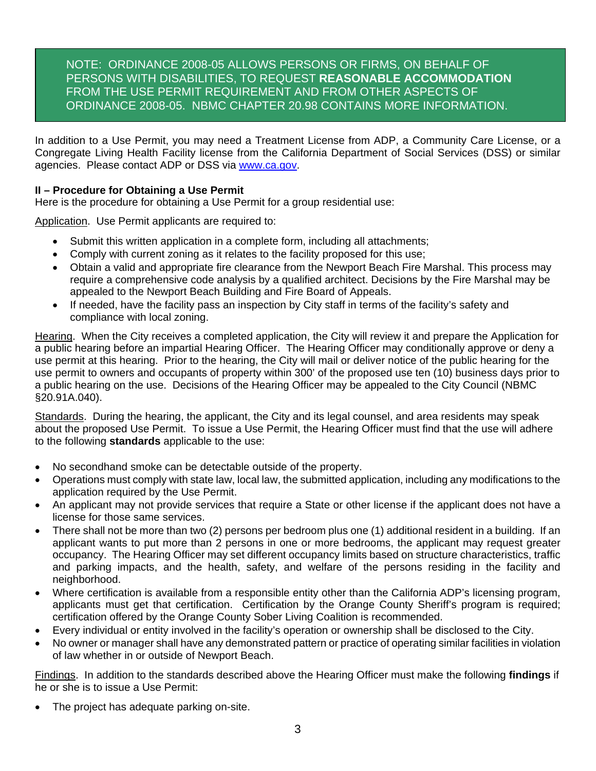NOTE: ORDINANCE 2008-05 ALLOWS PERSONS OR FIRMS, ON BEHALF OF PERSONS WITH DISABILITIES, TO REQUEST **REASONABLE ACCOMMODATION** FROM THE USE PERMIT REQUIREMENT AND FROM OTHER ASPECTS OF ORDINANCE 2008-05. NBMC CHAPTER 20.98 CONTAINS MORE INFORMATION.

In addition to a Use Permit, you may need a Treatment License from ADP, a Community Care License, or a Congregate Living Health Facility license from the California Department of Social Services (DSS) or similar agencies. Please contact ADP or DSS via www.ca.gov.

### II – Procedure for Obtaining a Use Permit

Here is the procedure for obtaining a Use Permit for a group residential use:

Application. Use Permit applicants are required to:

- Submit this written application in a complete form, including all attachments;
- Comply with current zoning as it relates to the facility proposed for this use;
- Obtain a valid and appropriate fire clearance from the Newport Beach Fire Marshal. This process may require a comprehensive code analysis by a qualified architect. Decisions by the Fire Marshal may be appealed to the Newport Beach Building and Fire Board of Appeals.
- If needed, have the facility pass an inspection by City staff in terms of the facility's safety and compliance with local zoning.

Hearing. When the City receives a completed application, the City will review it and prepare the Application for a public hearing before an impartial Hearing Officer. The Hearing Officer may conditionally approve or deny a use permit at this hearing. Prior to the hearing, the City will mail or deliver notice of the public hearing for the use permit to owners and occupants of property within 300' of the proposed use ten (10) business days prior to a public hearing on the use. Decisions of the Hearing Officer may be appealed to the City Council (NBMC §20.91A.040).

Standards. During the hearing, the applicant, the City and its legal counsel, and area residents may speak about the proposed Use Permit. To issue a Use Permit, the Hearing Officer must find that the use will adhere to the following **standards** applicable to the use:

- No secondhand smoke can be detectable outside of the property.
- Operations must comply with state law, local law, the submitted application, including any modifications to the application required by the Use Permit.
- An applicant may not provide services that require a State or other license if the applicant does not have a license for those same services.
- There shall not be more than two (2) persons per bedroom plus one (1) additional resident in a building. If an applicant wants to put more than 2 persons in one or more bedrooms, the applicant may request greater occupancy. The Hearing Officer may set different occupancy limits based on structure characteristics, traffic and parking impacts, and the health, safety, and welfare of the persons residing in the facility and neighborhood.
- Where certification is available from a responsible entity other than the California ADP's licensing program, applicants must get that certification. Certification by the Orange County Sheriff's program is required; certification offered by the Orange County Sober Living Coalition is recommended.
- Every individual or entity involved in the facility's operation or ownership shall be disclosed to the City.
- No owner or manager shall have any demonstrated pattern or practice of operating similar facilities in violation of law whether in or outside of Newport Beach.

Findings. In addition to the standards described above the Hearing Officer must make the following **findings** if he or she is to issue a Use Permit:

- The project has adequate parking on-site.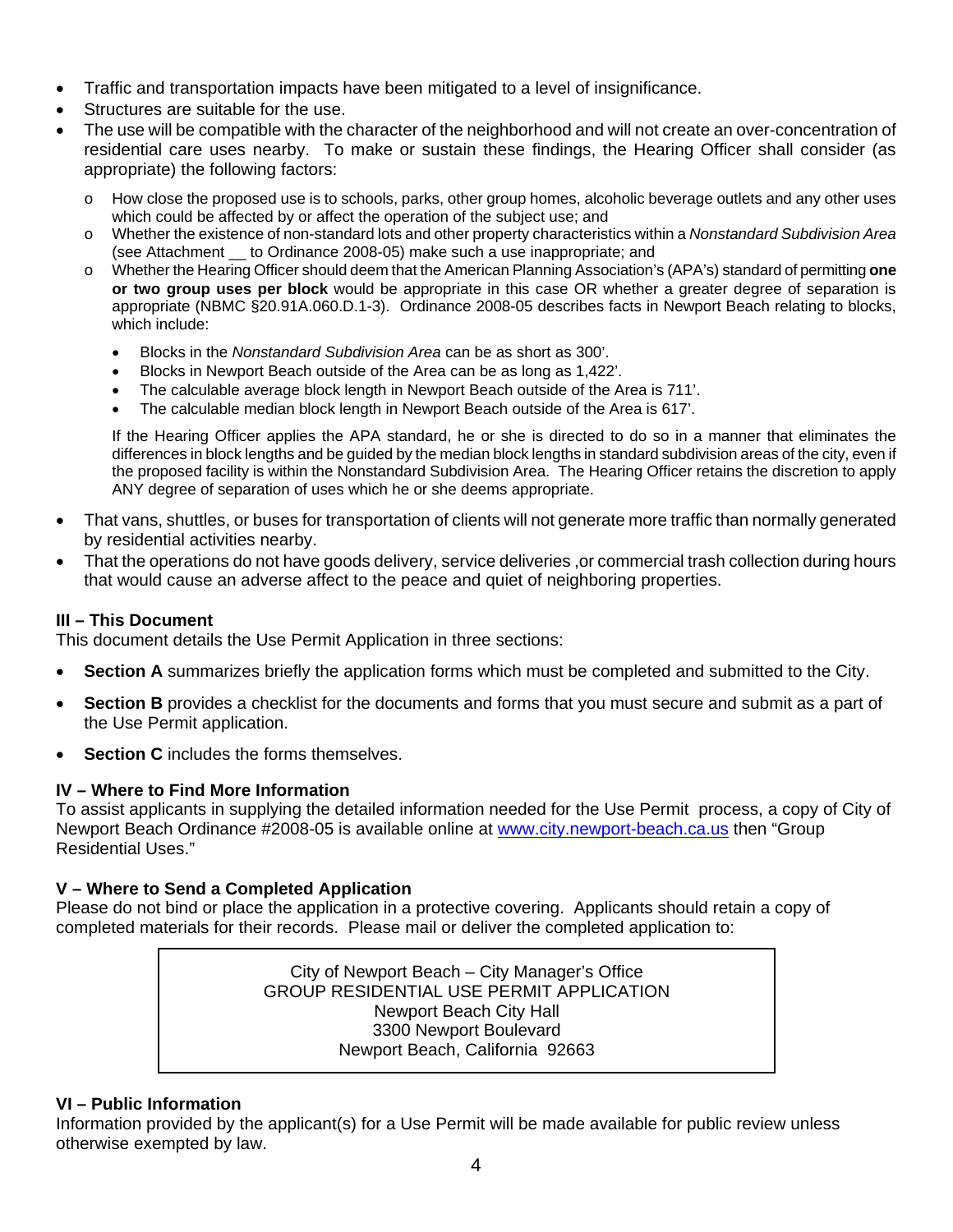- Traffic and transportation impacts have been mitigated to a level of insignificance.
- Structures are suitable for the use.
- The use will be compatible with the character of the neighborhood and will not create an over-concentration of residential care uses nearby. To make or sustain these findings, the Hearing Officer shall consider (as appropriate) the following factors:
  - How close the proposed use is to schools, parks, other group homes, alcoholic beverage outlets and any other uses which could be affected by or affect the operation of the subject use; and
  - Whether the existence of non-standard lots and other property characteristics within a *Nonstandard Subdivision Area* (see Attachment __ to Ordinance 2008-05) make such a use inappropriate; and
  - Whether the Hearing Officer should deem that the American Planning Association's (APA's) standard of permitting **one or two group uses per block** would be appropriate in this case OR whether a greater degree of separation is appropriate (NBMC §20.91A.060.D.1-3). Ordinance 2008-05 describes facts in Newport Beach relating to blocks, which include:
    - Blocks in the *Nonstandard Subdivision Area* can be as short as 300'.
    - Blocks in Newport Beach outside of the Area can be as long as 1,422'.
    - The calculable average block length in Newport Beach outside of the Area is 711'.
    - The calculable median block length in Newport Beach outside of the Area is 617'.

    If the Hearing Officer applies the APA standard, he or she is directed to do so in a manner that eliminates the differences in block lengths and be guided by the median block lengths in standard subdivision areas of the city, even if the proposed facility is within the Nonstandard Subdivision Area. The Hearing Officer retains the discretion to apply ANY degree of separation of uses which he or she deems appropriate.
- That vans, shuttles, or buses for transportation of clients will not generate more traffic than normally generated by residential activities nearby.
- That the operations do not have goods delivery, service deliveries ,or commercial trash collection during hours that would cause an adverse affect to the peace and quiet of neighboring properties.

### III – This Document

This document details the Use Permit Application in three sections:

- **Section A** summarizes briefly the application forms which must be completed and submitted to the City.
- **Section B** provides a checklist for the documents and forms that you must secure and submit as a part of the Use Permit application.
- **Section C** includes the forms themselves.

### IV – Where to Find More Information

To assist applicants in supplying the detailed information needed for the Use Permit process, a copy of City of Newport Beach Ordinance #2008-05 is available online at www.city.newport-beach.ca.us then "Group Residential Uses."

### V – Where to Send a Completed Application

Please do not bind or place the application in a protective covering. Applicants should retain a copy of completed materials for their records. Please mail or deliver the completed application to:

> City of Newport Beach – City Manager's Office
> GROUP RESIDENTIAL USE PERMIT APPLICATION
> Newport Beach City Hall
> 3300 Newport Boulevard
> Newport Beach, California 92663

### VI – Public Information

Information provided by the applicant(s) for a Use Permit will be made available for public review unless otherwise exempted by law.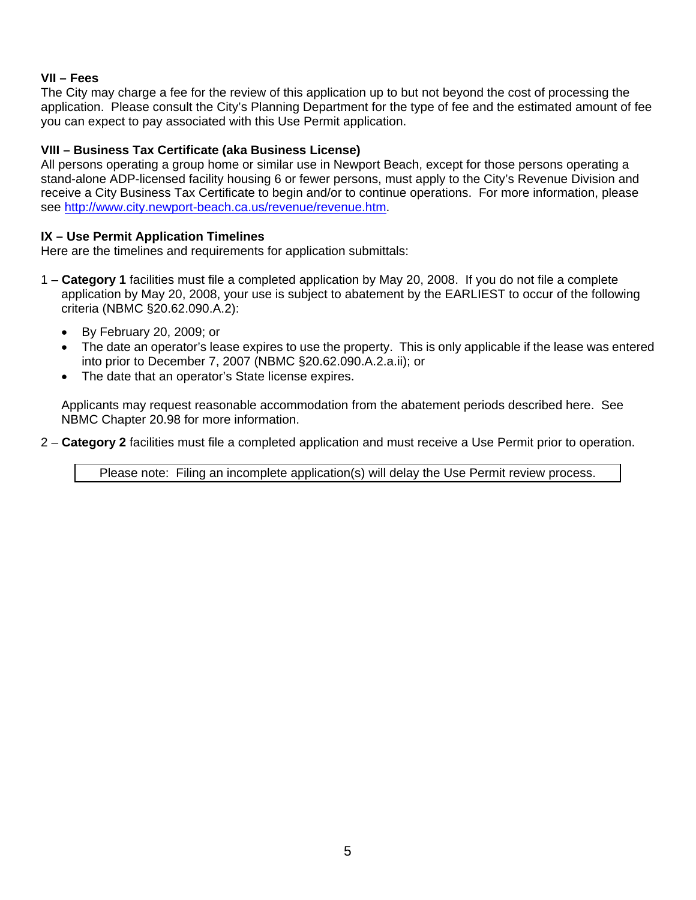**VII – Fees**

The City may charge a fee for the review of this application up to but not beyond the cost of processing the application. Please consult the City's Planning Department for the type of fee and the estimated amount of fee you can expect to pay associated with this Use Permit application.

**VIII – Business Tax Certificate (aka Business License)**

All persons operating a group home or similar use in Newport Beach, except for those persons operating a stand-alone ADP-licensed facility housing 6 or fewer persons, must apply to the City's Revenue Division and receive a City Business Tax Certificate to begin and/or to continue operations. For more information, please see [http://www.city.newport-beach.ca.us/revenue/revenue.htm](http://www.city.newport-beach.ca.us/revenue/revenue.htm).

**IX – Use Permit Application Timelines**

Here are the timelines and requirements for application submittals:

1 – **Category 1** facilities must file a completed application by May 20, 2008. If you do not file a complete application by May 20, 2008, your use is subject to abatement by the EARLIEST to occur of the following criteria (NBMC §20.62.090.A.2):

- By February 20, 2009; or
- The date an operator's lease expires to use the property. This is only applicable if the lease was entered into prior to December 7, 2007 (NBMC §20.62.090.A.2.a.ii); or
- The date that an operator's State license expires.

Applicants may request reasonable accommodation from the abatement periods described here. See NBMC Chapter 20.98 for more information.

2 – **Category 2** facilities must file a completed application and must receive a Use Permit prior to operation.

Please note: Filing an incomplete application(s) will delay the Use Permit review process.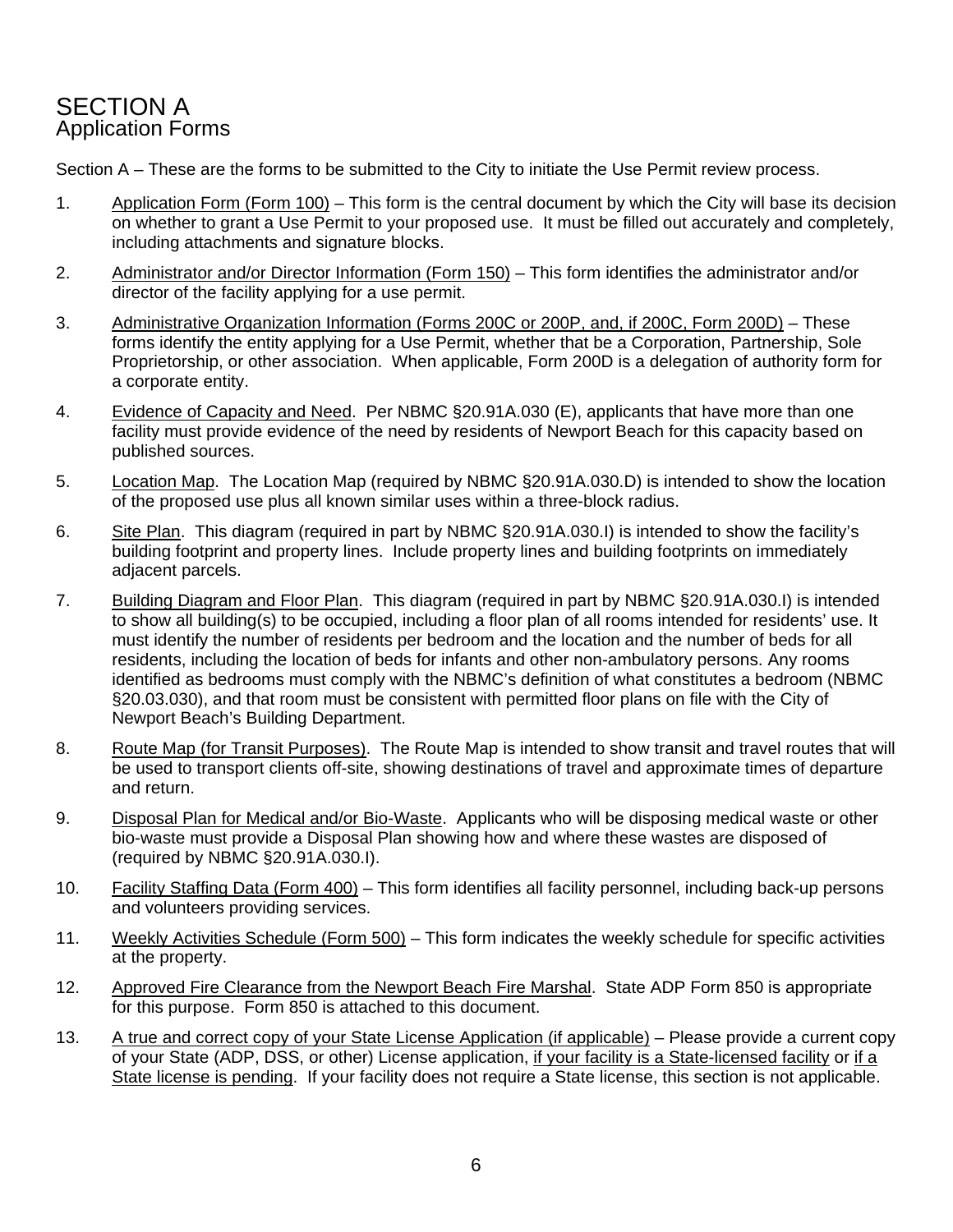# SECTION A
## Application Forms

Section A – These are the forms to be submitted to the City to initiate the Use Permit review process.

1. Application Form (Form 100) – This form is the central document by which the City will base its decision on whether to grant a Use Permit to your proposed use. It must be filled out accurately and completely, including attachments and signature blocks.

2. Administrator and/or Director Information (Form 150) – This form identifies the administrator and/or director of the facility applying for a use permit.

3. Administrative Organization Information (Forms 200C or 200P, and, if 200C, Form 200D) – These forms identify the entity applying for a Use Permit, whether that be a Corporation, Partnership, Sole Proprietorship, or other association. When applicable, Form 200D is a delegation of authority form for a corporate entity.

4. Evidence of Capacity and Need. Per NBMC §20.91A.030 (E), applicants that have more than one facility must provide evidence of the need by residents of Newport Beach for this capacity based on published sources.

5. Location Map. The Location Map (required by NBMC §20.91A.030.D) is intended to show the location of the proposed use plus all known similar uses within a three-block radius.

6. Site Plan. This diagram (required in part by NBMC §20.91A.030.I) is intended to show the facility's building footprint and property lines. Include property lines and building footprints on immediately adjacent parcels.

7. Building Diagram and Floor Plan. This diagram (required in part by NBMC §20.91A.030.I) is intended to show all building(s) to be occupied, including a floor plan of all rooms intended for residents' use. It must identify the number of residents per bedroom and the location and the number of beds for all residents, including the location of beds for infants and other non-ambulatory persons. Any rooms identified as bedrooms must comply with the NBMC's definition of what constitutes a bedroom (NBMC §20.03.030), and that room must be consistent with permitted floor plans on file with the City of Newport Beach's Building Department.

8. Route Map (for Transit Purposes). The Route Map is intended to show transit and travel routes that will be used to transport clients off-site, showing destinations of travel and approximate times of departure and return.

9. Disposal Plan for Medical and/or Bio-Waste. Applicants who will be disposing medical waste or other bio-waste must provide a Disposal Plan showing how and where these wastes are disposed of (required by NBMC §20.91A.030.I).

10. Facility Staffing Data (Form 400) – This form identifies all facility personnel, including back-up persons and volunteers providing services.

11. Weekly Activities Schedule (Form 500) – This form indicates the weekly schedule for specific activities at the property.

12. Approved Fire Clearance from the Newport Beach Fire Marshal. State ADP Form 850 is appropriate for this purpose. Form 850 is attached to this document.

13. A true and correct copy of your State License Application (if applicable) – Please provide a current copy of your State (ADP, DSS, or other) License application, if your facility is a State-licensed facility or if a State license is pending. If your facility does not require a State license, this section is not applicable.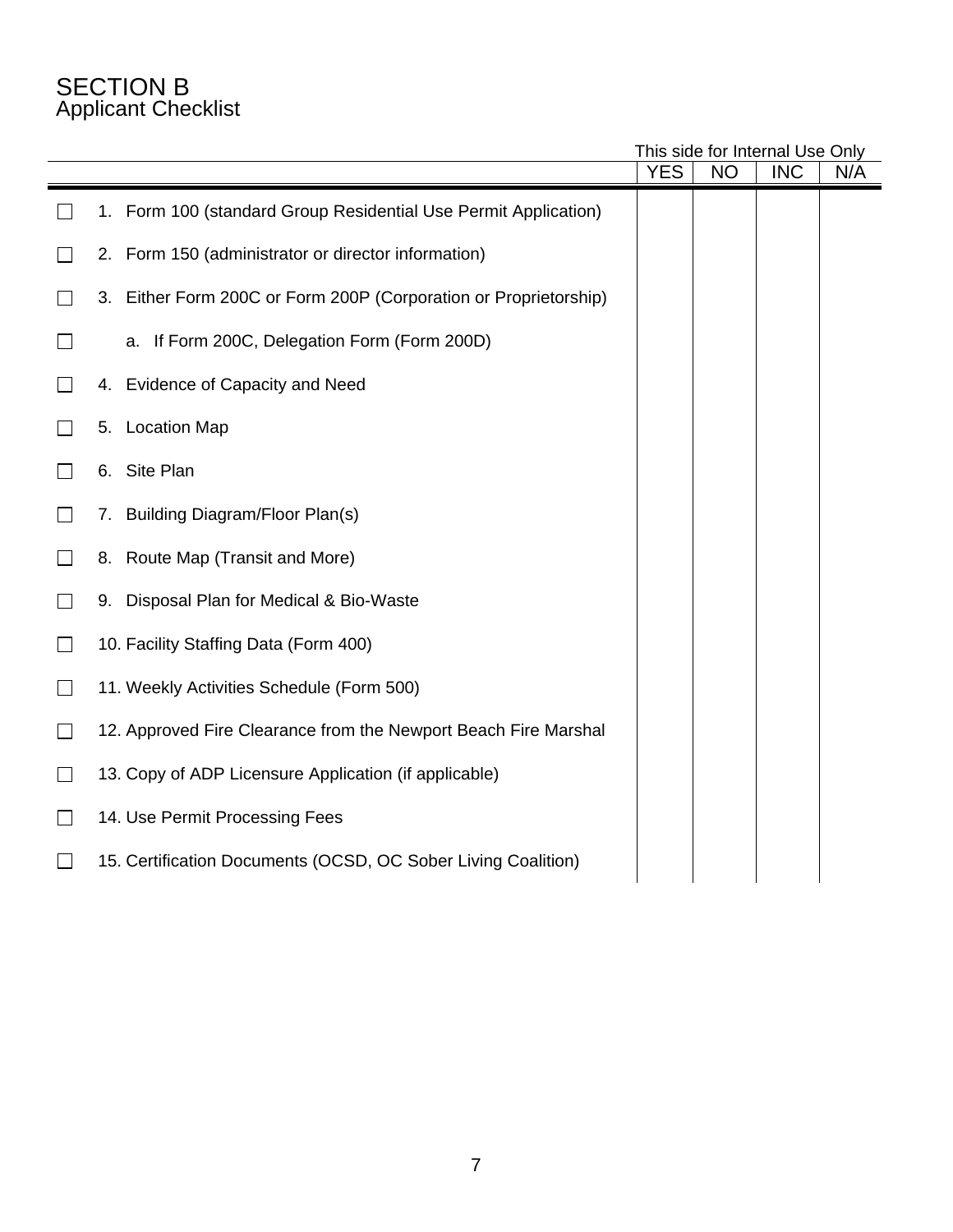# SECTION B
## Applicant Checklist

| | | This side for Internal Use Only | | | |
|---|---|---|---|---|---|
| | | YES | NO | INC | N/A |
| ☐ | 1. Form 100 (standard Group Residential Use Permit Application) | | | | |
| ☐ | 2. Form 150 (administrator or director information) | | | | |
| ☐ | 3. Either Form 200C or Form 200P (Corporation or Proprietorship) | | | | |
| ☐ | a. If Form 200C, Delegation Form (Form 200D) | | | | |
| ☐ | 4. Evidence of Capacity and Need | | | | |
| ☐ | 5. Location Map | | | | |
| ☐ | 6. Site Plan | | | | |
| ☐ | 7. Building Diagram/Floor Plan(s) | | | | |
| ☐ | 8. Route Map (Transit and More) | | | | |
| ☐ | 9. Disposal Plan for Medical & Bio-Waste | | | | |
| ☐ | 10. Facility Staffing Data (Form 400) | | | | |
| ☐ | 11. Weekly Activities Schedule (Form 500) | | | | |
| ☐ | 12. Approved Fire Clearance from the Newport Beach Fire Marshal | | | | |
| ☐ | 13. Copy of ADP Licensure Application (if applicable) | | | | |
| ☐ | 14. Use Permit Processing Fees | | | | |
| ☐ | 15. Certification Documents (OCSD, OC Sober Living Coalition) | | | | |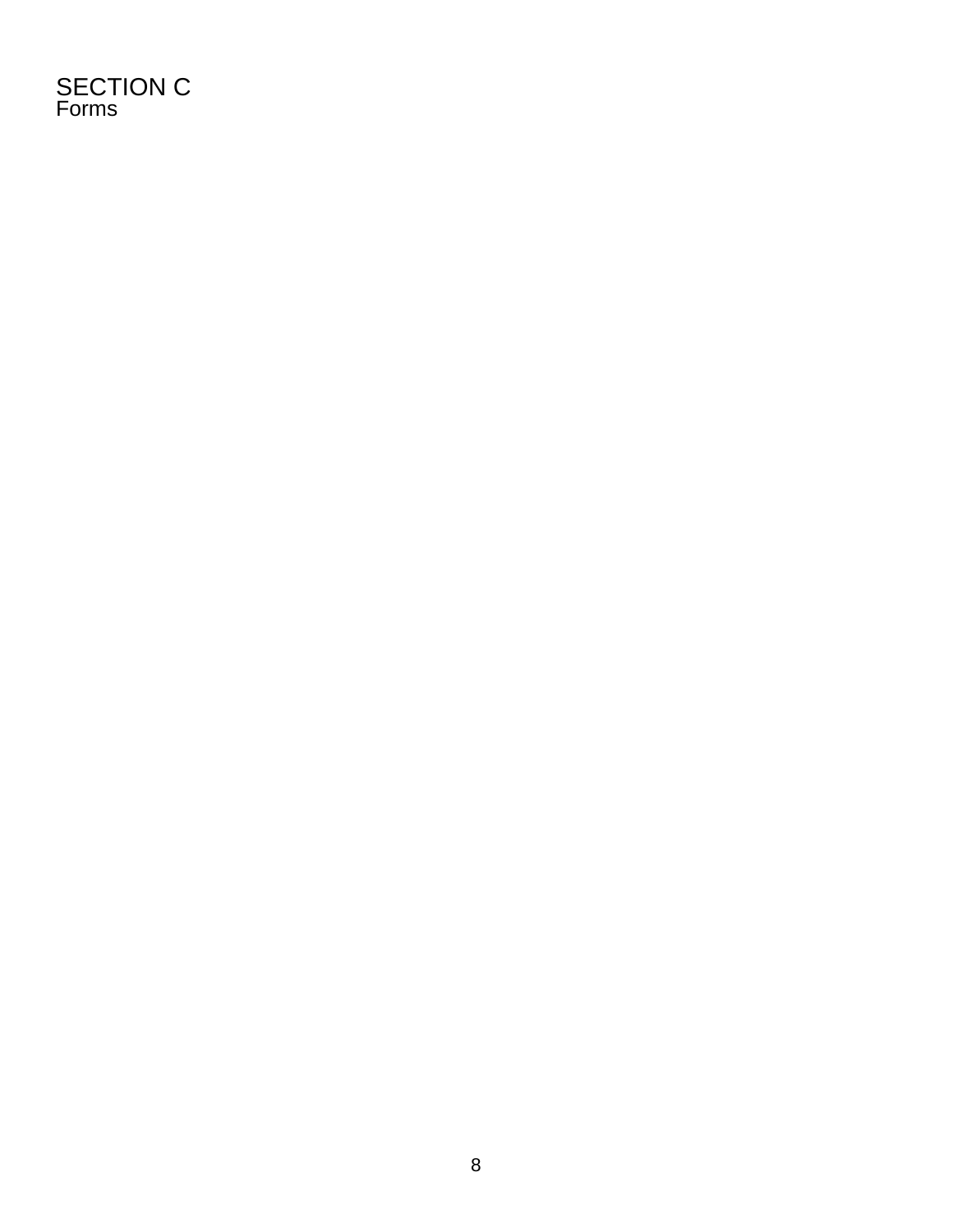# SECTION C
Forms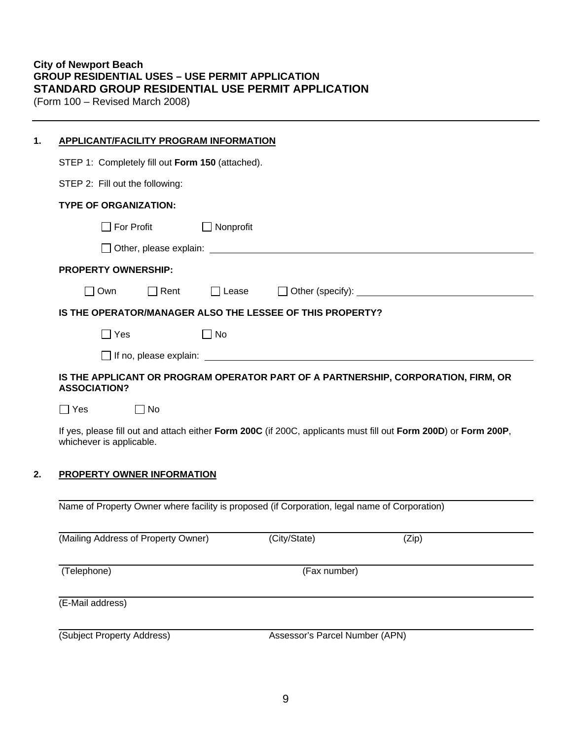**City of Newport Beach**
**GROUP RESIDENTIAL USES – USE PERMIT APPLICATION**
**STANDARD GROUP RESIDENTIAL USE PERMIT APPLICATION**
(Form 100 – Revised March 2008)

---

## 1. APPLICANT/FACILITY PROGRAM INFORMATION

STEP 1: Completely fill out **Form 150** (attached).

STEP 2: Fill out the following:

**TYPE OF ORGANIZATION:**

☐ For Profit ☐ Nonprofit

☐ Other, please explain: ______________________________

**PROPERTY OWNERSHIP:**

☐ Own ☐ Rent ☐ Lease ☐ Other (specify): ______________________________

**IS THE OPERATOR/MANAGER ALSO THE LESSEE OF THIS PROPERTY?**

☐ Yes ☐ No

☐ If no, please explain: ______________________________

**IS THE APPLICANT OR PROGRAM OPERATOR PART OF A PARTNERSHIP, CORPORATION, FIRM, OR ASSOCIATION?**

☐ Yes ☐ No

If yes, please fill out and attach either **Form 200C** (if 200C, applicants must fill out **Form 200D**) or **Form 200P**, whichever is applicable.

## 2. PROPERTY OWNER INFORMATION

______________________________
Name of Property Owner where facility is proposed (if Corporation, legal name of Corporation)

______________________________
(Mailing Address of Property Owner) (City/State) (Zip)

______________________________
(Telephone) (Fax number)

______________________________
(E-Mail address)

______________________________
(Subject Property Address) Assessor's Parcel Number (APN)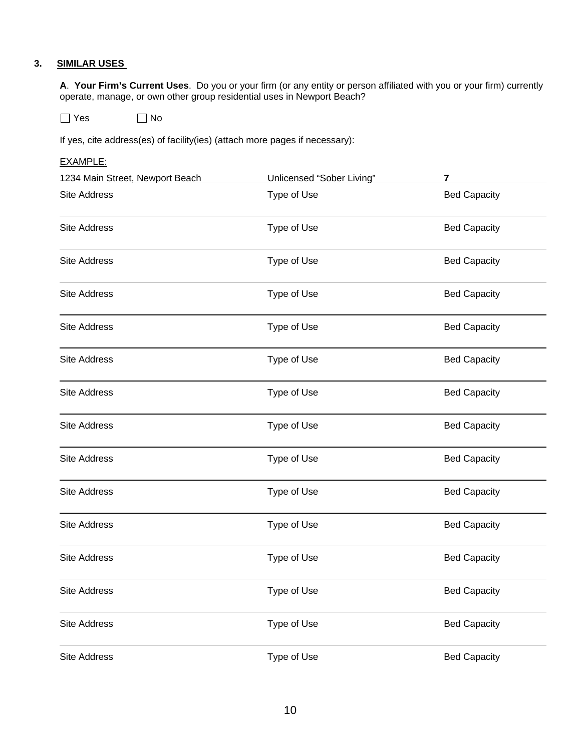### 3. SIMILAR USES

**A**. **Your Firm's Current Uses**. Do you or your firm (or any entity or person affiliated with you or your firm) currently operate, manage, or own other group residential uses in Newport Beach?

☐ Yes ☐ No

If yes, cite address(es) of facility(ies) (attach more pages if necessary):

EXAMPLE:

| Site Address | Type of Use | Bed Capacity |
|---|---|---|
| 1234 Main Street, Newport Beach | Unlicensed "Sober Living" | **7** |

| Site Address | Type of Use | Bed Capacity |
|---|---|---|
| | | |
| | | |
| | | |
| | | |
| | | |
| | | |
| | | |
| | | |
| | | |
| | | |
| | | |
| | | |
| | | |
| | | |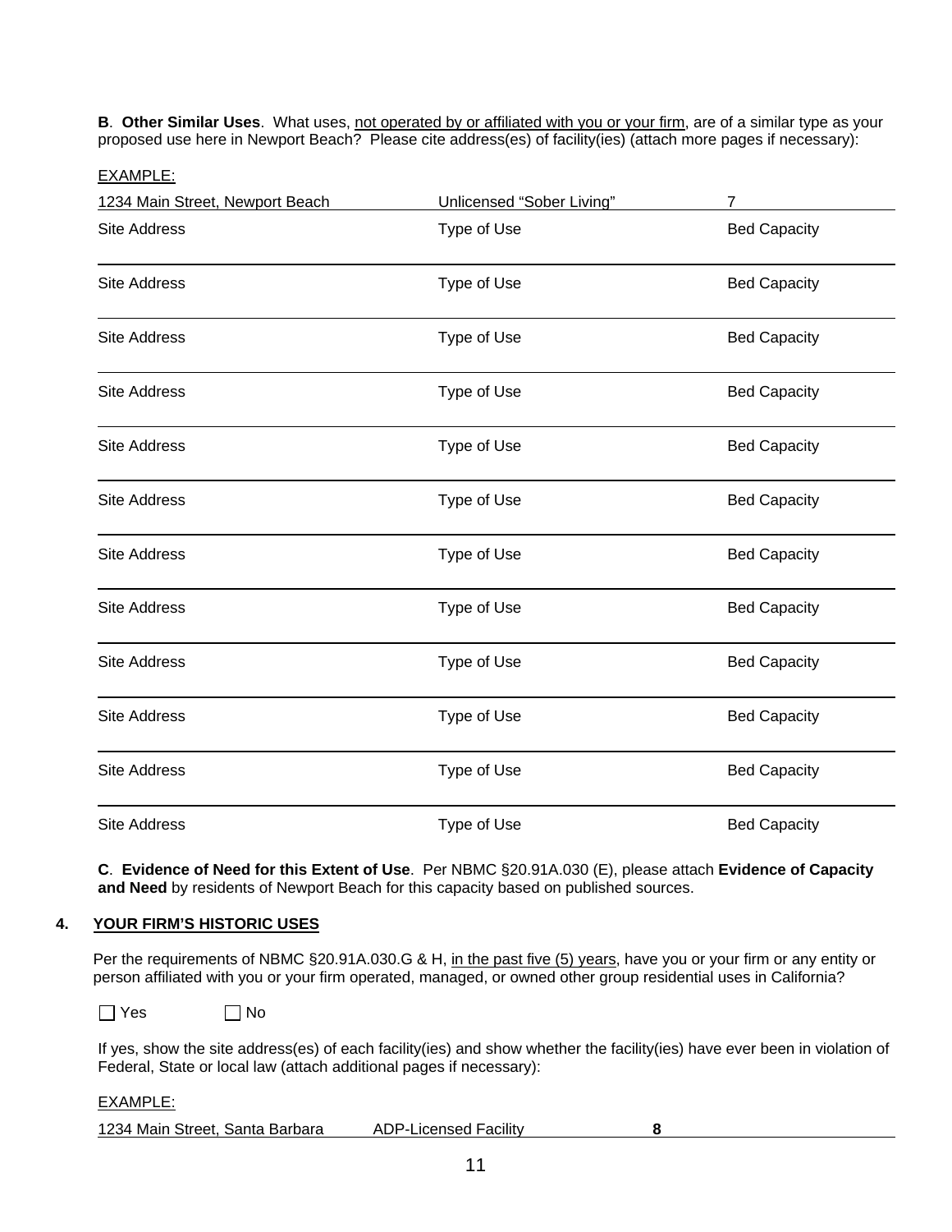**B**. **Other Similar Uses**. What uses, not operated by or affiliated with you or your firm, are of a similar type as your proposed use here in Newport Beach? Please cite address(es) of facility(ies) (attach more pages if necessary):

EXAMPLE:

| Site Address | Type of Use | Bed Capacity |
|---|---|---|
| 1234 Main Street, Newport Beach | Unlicensed "Sober Living" | 7 |

| Site Address | Type of Use | Bed Capacity |
|---|---|---|
| | | |
| | | |
| | | |
| | | |
| | | |
| | | |
| | | |
| | | |
| | | |
| | | |
| | | |

**C**. **Evidence of Need for this Extent of Use**. Per NBMC §20.91A.030 (E), please attach **Evidence of Capacity and Need** by residents of Newport Beach for this capacity based on published sources.

## 4. YOUR FIRM'S HISTORIC USES

Per the requirements of NBMC §20.91A.030.G & H, in the past five (5) years, have you or your firm or any entity or person affiliated with you or your firm operated, managed, or owned other group residential uses in California?

☐ Yes ☐ No

If yes, show the site address(es) of each facility(ies) and show whether the facility(ies) have ever been in violation of Federal, State or local law (attach additional pages if necessary):

EXAMPLE:

| | | |
|---|---|---|
| 1234 Main Street, Santa Barbara | ADP-Licensed Facility | **8** |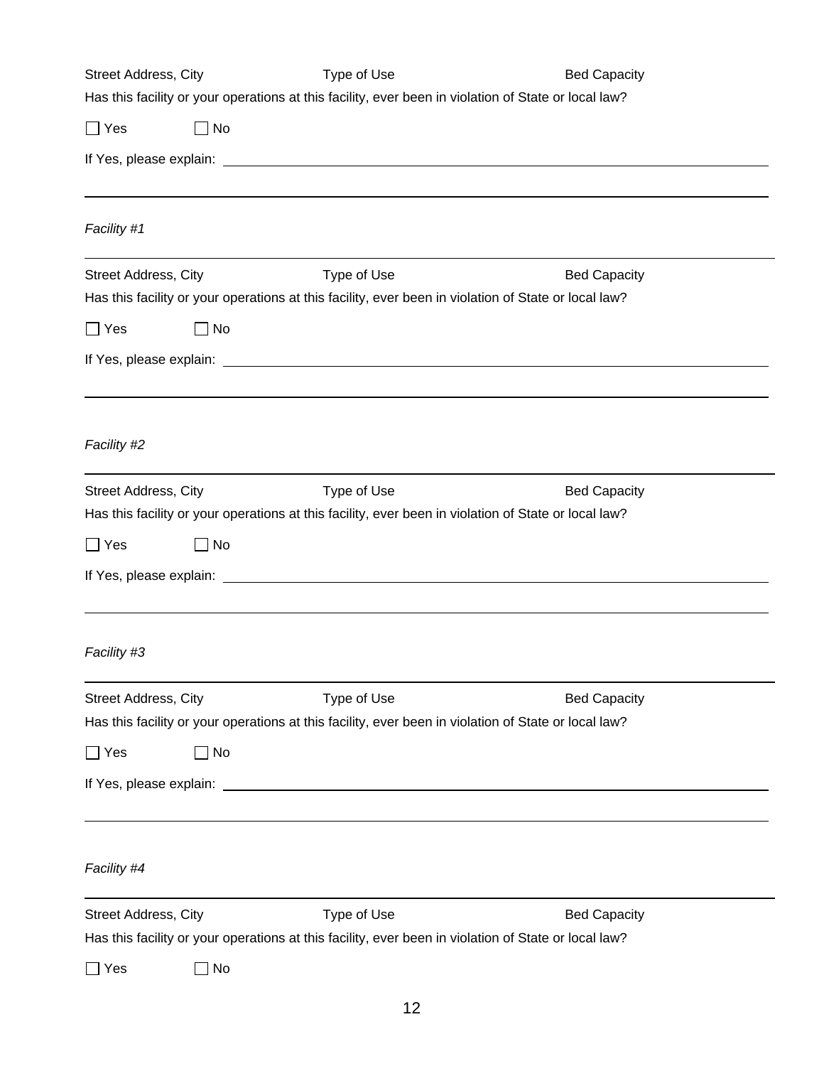Street Address, City    Type of Use    Bed Capacity

Has this facility or your operations at this facility, ever been in violation of State or local law?

☐ Yes    ☐ No

If Yes, please explain: ________________________________________

________________________________________

*Facility #1*

________________________________________

Street Address, City    Type of Use    Bed Capacity

Has this facility or your operations at this facility, ever been in violation of State or local law?

☐ Yes    ☐ No

If Yes, please explain: ________________________________________

________________________________________

*Facility #2*

________________________________________

Street Address, City    Type of Use    Bed Capacity

Has this facility or your operations at this facility, ever been in violation of State or local law?

☐ Yes    ☐ No

If Yes, please explain: ________________________________________

________________________________________

*Facility #3*

________________________________________

Street Address, City    Type of Use    Bed Capacity

Has this facility or your operations at this facility, ever been in violation of State or local law?

☐ Yes    ☐ No

If Yes, please explain: ________________________________________

________________________________________

*Facility #4*

________________________________________

Street Address, City    Type of Use    Bed Capacity

Has this facility or your operations at this facility, ever been in violation of State or local law?

☐ Yes    ☐ No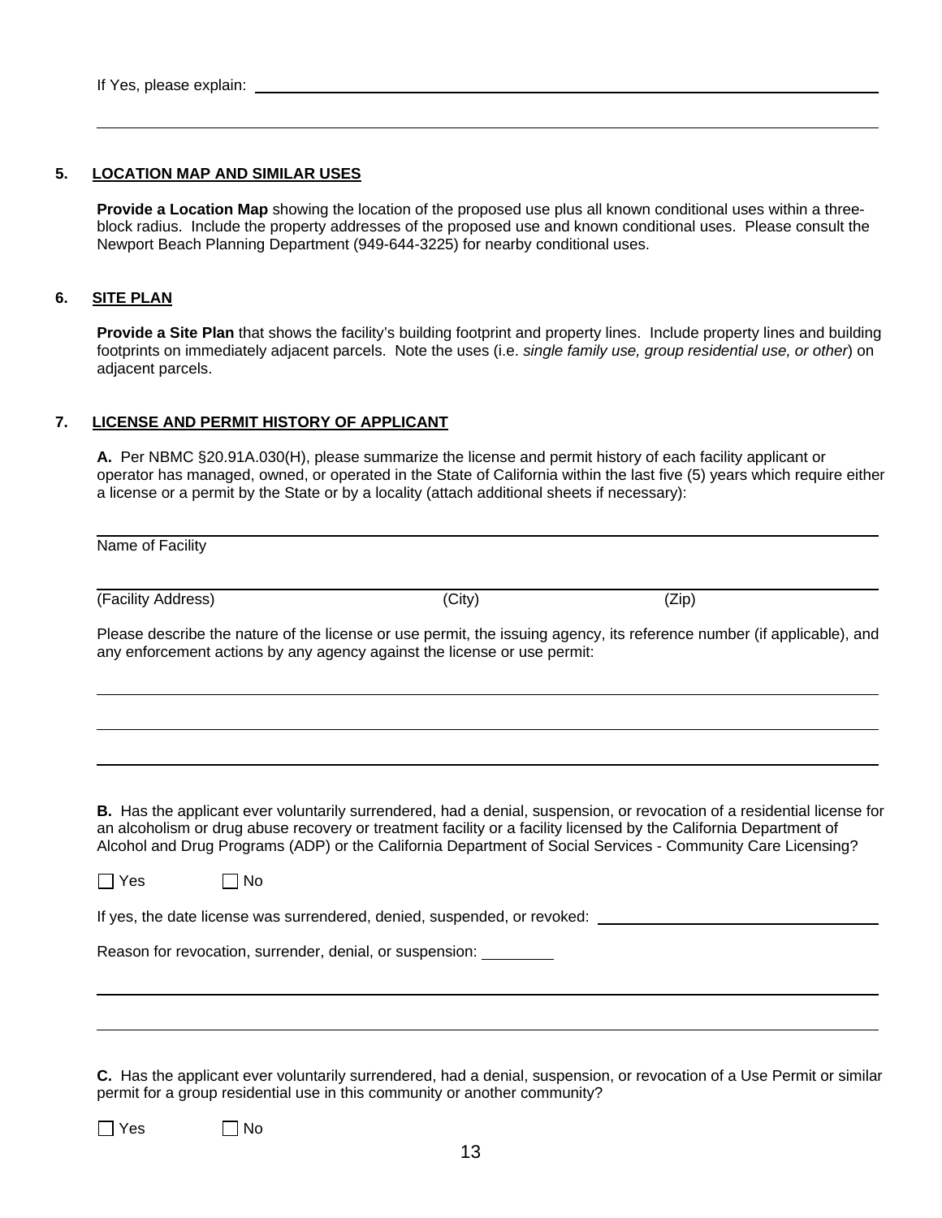If Yes, please explain: ______________________________________________________________

______________________________________________________________

## 5. LOCATION MAP AND SIMILAR USES

**Provide a Location Map** showing the location of the proposed use plus all known conditional uses within a three-block radius. Include the property addresses of the proposed use and known conditional uses. Please consult the Newport Beach Planning Department (949-644-3225) for nearby conditional uses.

## 6. SITE PLAN

**Provide a Site Plan** that shows the facility's building footprint and property lines. Include property lines and building footprints on immediately adjacent parcels. Note the uses (i.e. *single family use, group residential use, or other*) on adjacent parcels.

## 7. LICENSE AND PERMIT HISTORY OF APPLICANT

**A.** Per NBMC §20.91A.030(H), please summarize the license and permit history of each facility applicant or operator has managed, owned, or operated in the State of California within the last five (5) years which require either a license or a permit by the State or by a locality (attach additional sheets if necessary):

______________________________________________________________
Name of Facility

______________________________________________________________
(Facility Address) (City) (Zip)

Please describe the nature of the license or use permit, the issuing agency, its reference number (if applicable), and any enforcement actions by any agency against the license or use permit:

______________________________________________________________

______________________________________________________________

______________________________________________________________

**B.** Has the applicant ever voluntarily surrendered, had a denial, suspension, or revocation of a residential license for an alcoholism or drug abuse recovery or treatment facility or a facility licensed by the California Department of Alcohol and Drug Programs (ADP) or the California Department of Social Services - Community Care Licensing?

☐ Yes ☐ No

If yes, the date license was surrendered, denied, suspended, or revoked: ____________________

Reason for revocation, surrender, denial, or suspension: ________

______________________________________________________________

______________________________________________________________

**C.** Has the applicant ever voluntarily surrendered, had a denial, suspension, or revocation of a Use Permit or similar permit for a group residential use in this community or another community?

☐ Yes ☐ No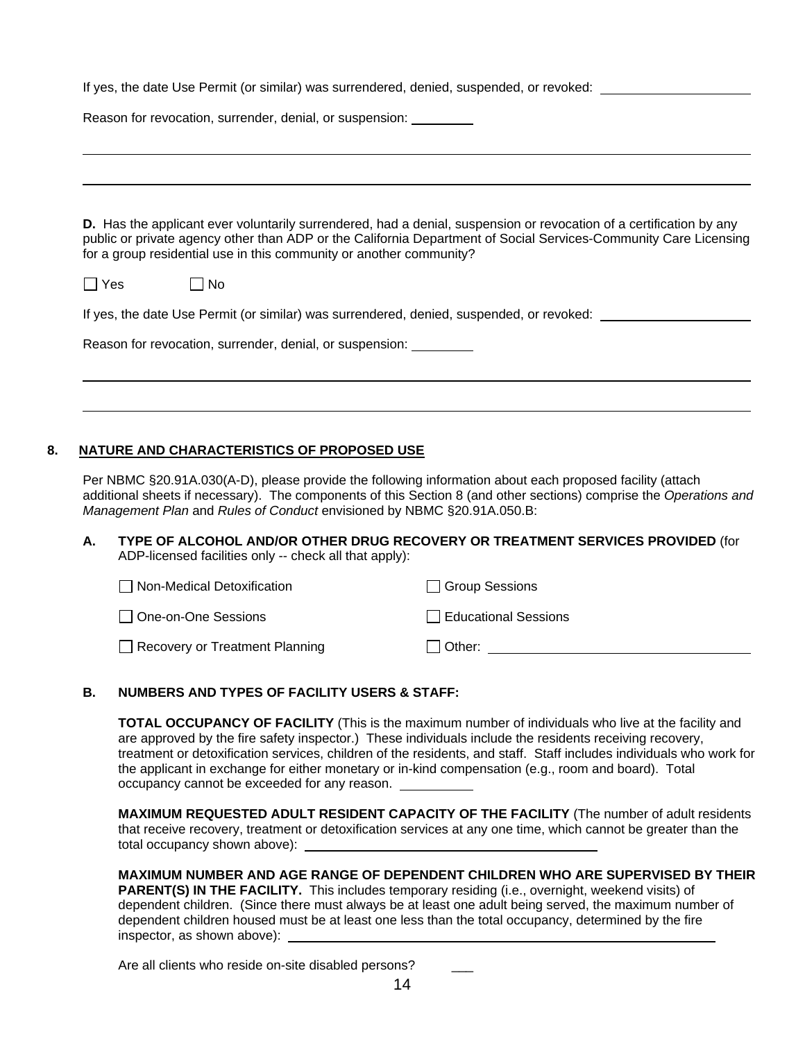If yes, the date Use Permit (or similar) was surrendered, denied, suspended, or revoked: \_\_\_\_\_\_\_\_\_\_\_\_\_\_\_\_\_\_\_\_

Reason for revocation, surrender, denial, or suspension: \_\_\_\_\_\_\_\_\_

**D.** Has the applicant ever voluntarily surrendered, had a denial, suspension or revocation of a certification by any public or private agency other than ADP or the California Department of Social Services-Community Care Licensing for a group residential use in this community or another community?

☐ Yes ☐ No

If yes, the date Use Permit (or similar) was surrendered, denied, suspended, or revoked: \_\_\_\_\_\_\_\_\_\_\_\_\_\_\_\_\_\_\_\_

Reason for revocation, surrender, denial, or suspension: \_\_\_\_\_\_\_\_\_

## 8. NATURE AND CHARACTERISTICS OF PROPOSED USE

Per NBMC §20.91A.030(A-D), please provide the following information about each proposed facility (attach additional sheets if necessary). The components of this Section 8 (and other sections) comprise the *Operations and Management Plan* and *Rules of Conduct* envisioned by NBMC §20.91A.050.B:

### A. TYPE OF ALCOHOL AND/OR OTHER DRUG RECOVERY OR TREATMENT SERVICES PROVIDED (for ADP-licensed facilities only -- check all that apply):

☐ Non-Medical Detoxification

☐ Group Sessions

☐ One-on-One Sessions

☐ Educational Sessions

☐ Recovery or Treatment Planning

☐ Other: \_\_\_\_\_\_\_\_\_\_\_\_\_\_\_\_\_\_\_\_\_\_\_\_\_\_\_\_\_\_\_\_\_\_\_

### B. NUMBERS AND TYPES OF FACILITY USERS & STAFF:

**TOTAL OCCUPANCY OF FACILITY** (This is the maximum number of individuals who live at the facility and are approved by the fire safety inspector.) These individuals include the residents receiving recovery, treatment or detoxification services, children of the residents, and staff. Staff includes individuals who work for the applicant in exchange for either monetary or in-kind compensation (e.g., room and board). Total occupancy cannot be exceeded for any reason. \_\_\_\_\_\_\_\_\_\_

**MAXIMUM REQUESTED ADULT RESIDENT CAPACITY OF THE FACILITY** (The number of adult residents that receive recovery, treatment or detoxification services at any one time, which cannot be greater than the total occupancy shown above): \_\_\_\_\_\_\_\_\_\_\_\_\_\_\_\_\_\_\_\_\_\_\_\_\_\_\_\_\_\_\_\_\_\_\_\_\_\_\_\_

**MAXIMUM NUMBER AND AGE RANGE OF DEPENDENT CHILDREN WHO ARE SUPERVISED BY THEIR PARENT(S) IN THE FACILITY.** This includes temporary residing (i.e., overnight, weekend visits) of dependent children. (Since there must always be at least one adult being served, the maximum number of dependent children housed must be at least one less than the total occupancy, determined by the fire inspector, as shown above): \_\_\_\_\_\_\_\_\_\_\_\_\_\_\_\_\_\_\_\_\_\_\_\_\_\_\_\_\_\_\_\_\_\_\_\_\_\_\_\_\_\_\_\_\_\_\_\_\_\_\_\_\_\_\_\_

Are all clients who reside on-site disabled persons? \_\_\_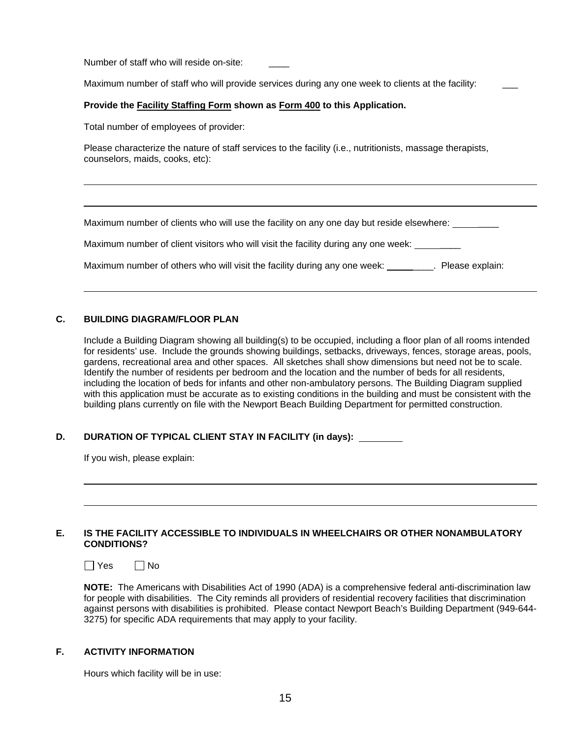Number of staff who will reside on-site: ____

Maximum number of staff who will provide services during any one week to clients at the facility: ___

**Provide the <u>Facility Staffing Form</u> shown as <u>Form 400</u> to this Application.**

Total number of employees of provider:

Please characterize the nature of staff services to the facility (i.e., nutritionists, massage therapists, counselors, maids, cooks, etc):

_______________________________________________________________________________

_______________________________________________________________________________

Maximum number of clients who will use the facility on any one day but reside elsewhere: ________

Maximum number of client visitors who will visit the facility during any one week: ________

Maximum number of others who will visit the facility during any one week: ________. Please explain:

_______________________________________________________________________________

## C. BUILDING DIAGRAM/FLOOR PLAN

Include a Building Diagram showing all building(s) to be occupied, including a floor plan of all rooms intended for residents' use. Include the grounds showing buildings, setbacks, driveways, fences, storage areas, pools, gardens, recreational area and other spaces. All sketches shall show dimensions but need not be to scale. Identify the number of residents per bedroom and the location and the number of beds for all residents, including the location of beds for infants and other non-ambulatory persons. The Building Diagram supplied with this application must be accurate as to existing conditions in the building and must be consistent with the building plans currently on file with the Newport Beach Building Department for permitted construction.

## D. DURATION OF TYPICAL CLIENT STAY IN FACILITY (in days): ________

If you wish, please explain:

_______________________________________________________________________________

_______________________________________________________________________________

## E. IS THE FACILITY ACCESSIBLE TO INDIVIDUALS IN WHEELCHAIRS OR OTHER NONAMBULATORY CONDITIONS?

☐ Yes ☐ No

**NOTE:** The Americans with Disabilities Act of 1990 (ADA) is a comprehensive federal anti-discrimination law for people with disabilities. The City reminds all providers of residential recovery facilities that discrimination against persons with disabilities is prohibited. Please contact Newport Beach's Building Department (949-644-3275) for specific ADA requirements that may apply to your facility.

## F. ACTIVITY INFORMATION

Hours which facility will be in use: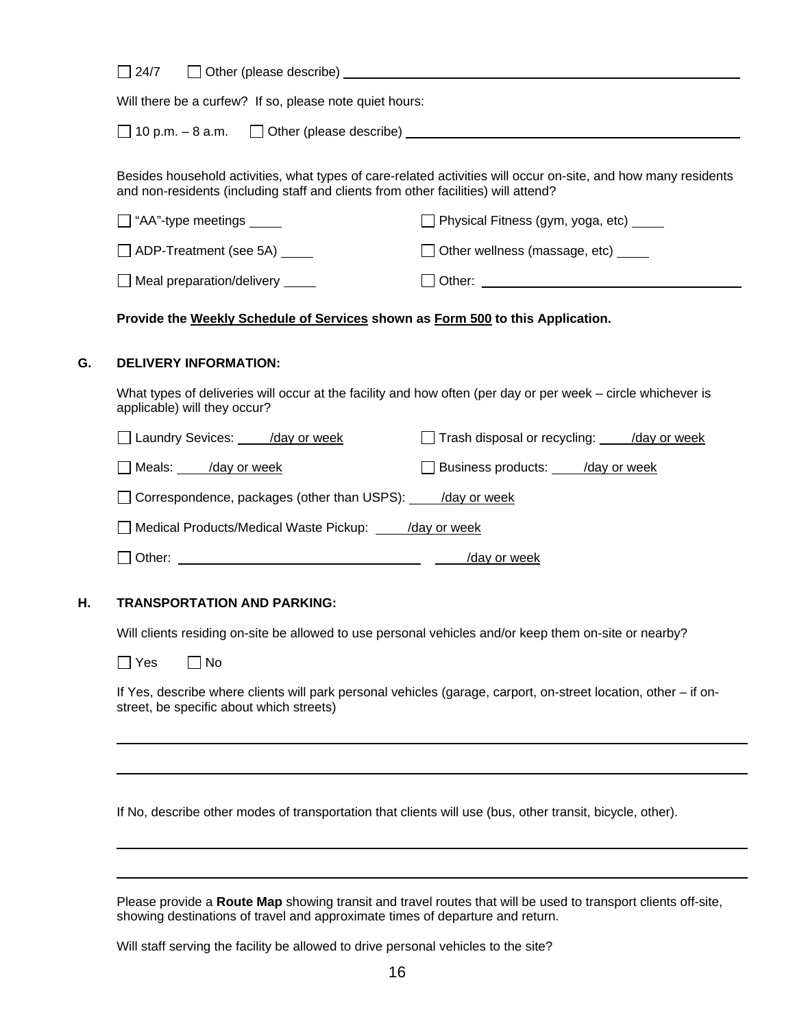☐ 24/7 ☐ Other (please describe) ______________________________________________

Will there be a curfew? If so, please note quiet hours:

☐ 10 p.m. – 8 a.m. ☐ Other (please describe) ______________________________________

Besides household activities, what types of care-related activities will occur on-site, and how many residents and non-residents (including staff and clients from other facilities) will attend?

☐ "AA"-type meetings ____ ☐ Physical Fitness (gym, yoga, etc) ____

☐ ADP-Treatment (see 5A) ____ ☐ Other wellness (massage, etc) ____

☐ Meal preparation/delivery ____ ☐ Other: ______________________________

**Provide the Weekly Schedule of Services shown as Form 500 to this Application.**

## G. DELIVERY INFORMATION:

What types of deliveries will occur at the facility and how often (per day or per week – circle whichever is applicable) will they occur?

☐ Laundry Sevices: ____/day or week ☐ Trash disposal or recycling: ____/day or week

☐ Meals: ____/day or week ☐ Business products: ____/day or week

☐ Correspondence, packages (other than USPS): ____/day or week

☐ Medical Products/Medical Waste Pickup: ____/day or week

☐ Other: ______________________________ ____/day or week

## H. TRANSPORTATION AND PARKING:

Will clients residing on-site be allowed to use personal vehicles and/or keep them on-site or nearby?

☐ Yes ☐ No

If Yes, describe where clients will park personal vehicles (garage, carport, on-street location, other – if on-street, be specific about which streets)

_____________________________________________________________________________

_____________________________________________________________________________

If No, describe other modes of transportation that clients will use (bus, other transit, bicycle, other).

_____________________________________________________________________________

_____________________________________________________________________________

Please provide a **Route Map** showing transit and travel routes that will be used to transport clients off-site, showing destinations of travel and approximate times of departure and return.

Will staff serving the facility be allowed to drive personal vehicles to the site?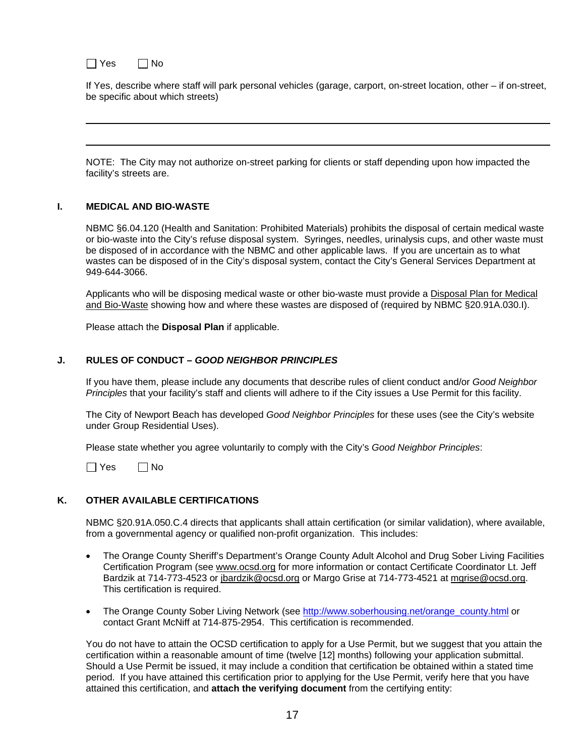☐ Yes ☐ No

If Yes, describe where staff will park personal vehicles (garage, carport, on-street location, other – if on-street, be specific about which streets)

\_\_\_\_\_\_\_\_\_\_\_\_\_\_\_\_\_\_\_\_\_\_\_\_\_\_\_\_\_\_\_\_\_\_\_\_\_\_\_\_\_\_\_\_\_\_\_\_\_\_\_\_\_\_\_\_\_\_\_\_\_\_\_\_\_\_\_\_\_\_\_\_

\_\_\_\_\_\_\_\_\_\_\_\_\_\_\_\_\_\_\_\_\_\_\_\_\_\_\_\_\_\_\_\_\_\_\_\_\_\_\_\_\_\_\_\_\_\_\_\_\_\_\_\_\_\_\_\_\_\_\_\_\_\_\_\_\_\_\_\_\_\_\_\_

NOTE: The City may not authorize on-street parking for clients or staff depending upon how impacted the facility's streets are.

## I. MEDICAL AND BIO-WASTE

NBMC §6.04.120 (Health and Sanitation: Prohibited Materials) prohibits the disposal of certain medical waste or bio-waste into the City's refuse disposal system. Syringes, needles, urinalysis cups, and other waste must be disposed of in accordance with the NBMC and other applicable laws. If you are uncertain as to what wastes can be disposed of in the City's disposal system, contact the City's General Services Department at 949-644-3066.

Applicants who will be disposing medical waste or other bio-waste must provide a <u>Disposal Plan for Medical and Bio-Waste</u> showing how and where these wastes are disposed of (required by NBMC §20.91A.030.I).

Please attach the **Disposal Plan** if applicable.

## J. RULES OF CONDUCT – *GOOD NEIGHBOR PRINCIPLES*

If you have them, please include any documents that describe rules of client conduct and/or *Good Neighbor Principles* that your facility's staff and clients will adhere to if the City issues a Use Permit for this facility.

The City of Newport Beach has developed *Good Neighbor Principles* for these uses (see the City's website under Group Residential Uses).

Please state whether you agree voluntarily to comply with the City's *Good Neighbor Principles*:

☐ Yes ☐ No

## K. OTHER AVAILABLE CERTIFICATIONS

NBMC §20.91A.050.C.4 directs that applicants shall attain certification (or similar validation), where available, from a governmental agency or qualified non-profit organization. This includes:

- The Orange County Sheriff's Department's Orange County Adult Alcohol and Drug Sober Living Facilities Certification Program (see www.ocsd.org for more information or contact Certificate Coordinator Lt. Jeff Bardzik at 714-773-4523 or jbardzik@ocsd.org or Margo Grise at 714-773-4521 at mgrise@ocsd.org. This certification is required.
- The Orange County Sober Living Network (see http://www.soberhousing.net/orange_county.html or contact Grant McNiff at 714-875-2954. This certification is recommended.

You do not have to attain the OCSD certification to apply for a Use Permit, but we suggest that you attain the certification within a reasonable amount of time (twelve [12] months) following your application submittal. Should a Use Permit be issued, it may include a condition that certification be obtained within a stated time period. If you have attained this certification prior to applying for the Use Permit, verify here that you have attained this certification, and **attach the verifying document** from the certifying entity: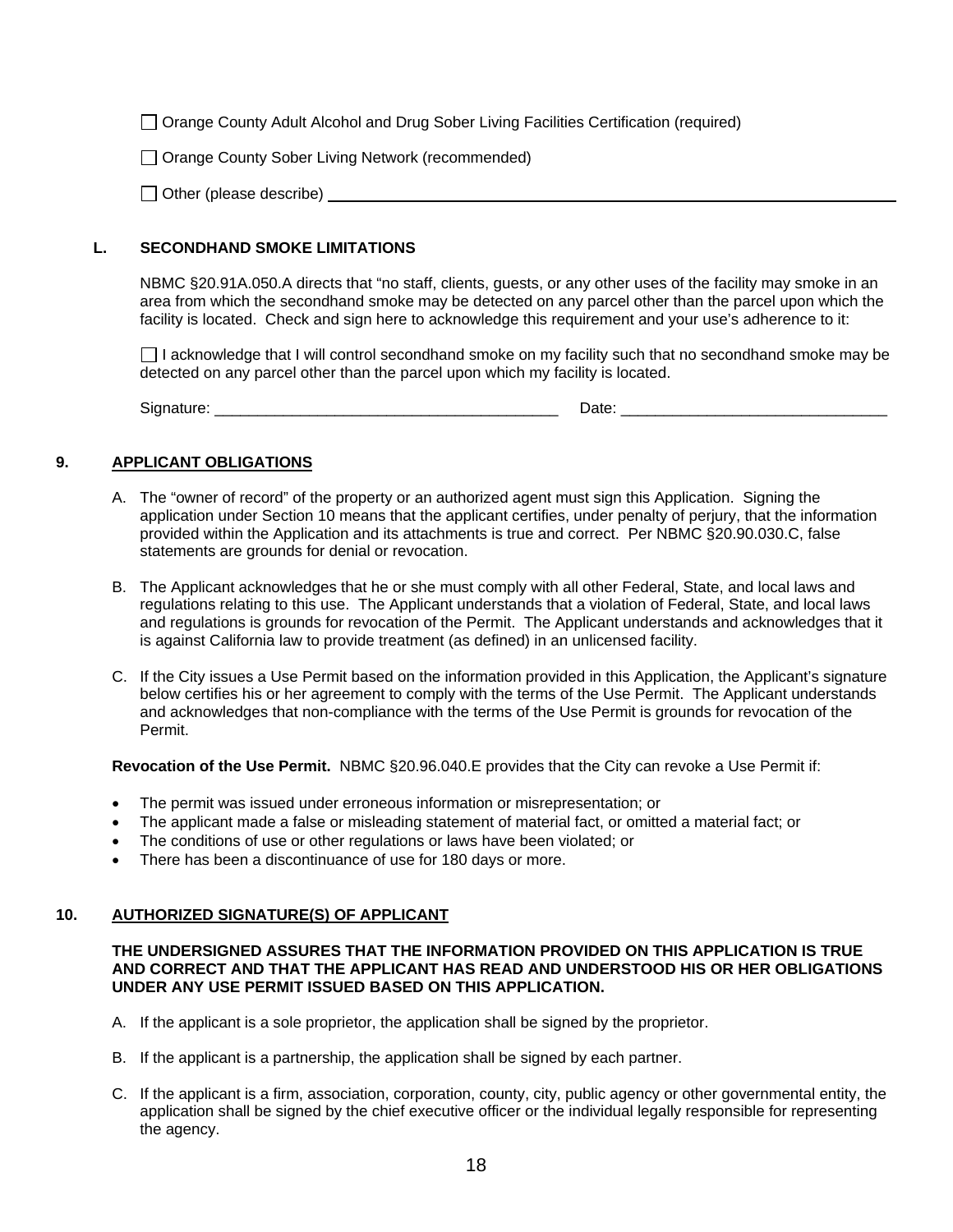☐ Orange County Adult Alcohol and Drug Sober Living Facilities Certification (required)

☐ Orange County Sober Living Network (recommended)

☐ Other (please describe) ______________________________________________

### L. SECONDHAND SMOKE LIMITATIONS

NBMC §20.91A.050.A directs that "no staff, clients, guests, or any other uses of the facility may smoke in an area from which the secondhand smoke may be detected on any parcel other than the parcel upon which the facility is located. Check and sign here to acknowledge this requirement and your use's adherence to it:

☐ I acknowledge that I will control secondhand smoke on my facility such that no secondhand smoke may be detected on any parcel other than the parcel upon which my facility is located.

Signature: ________________________________________ Date: _______________________________

## 9. APPLICANT OBLIGATIONS

A. The "owner of record" of the property or an authorized agent must sign this Application. Signing the application under Section 10 means that the applicant certifies, under penalty of perjury, that the information provided within the Application and its attachments is true and correct. Per NBMC §20.90.030.C, false statements are grounds for denial or revocation.

B. The Applicant acknowledges that he or she must comply with all other Federal, State, and local laws and regulations relating to this use. The Applicant understands that a violation of Federal, State, and local laws and regulations is grounds for revocation of the Permit. The Applicant understands and acknowledges that it is against California law to provide treatment (as defined) in an unlicensed facility.

C. If the City issues a Use Permit based on the information provided in this Application, the Applicant's signature below certifies his or her agreement to comply with the terms of the Use Permit. The Applicant understands and acknowledges that non-compliance with the terms of the Use Permit is grounds for revocation of the Permit.

**Revocation of the Use Permit.** NBMC §20.96.040.E provides that the City can revoke a Use Permit if:

- The permit was issued under erroneous information or misrepresentation; or
- The applicant made a false or misleading statement of material fact, or omitted a material fact; or
- The conditions of use or other regulations or laws have been violated; or
- There has been a discontinuance of use for 180 days or more.

## 10. AUTHORIZED SIGNATURE(S) OF APPLICANT

**THE UNDERSIGNED ASSURES THAT THE INFORMATION PROVIDED ON THIS APPLICATION IS TRUE AND CORRECT AND THAT THE APPLICANT HAS READ AND UNDERSTOOD HIS OR HER OBLIGATIONS UNDER ANY USE PERMIT ISSUED BASED ON THIS APPLICATION.**

A. If the applicant is a sole proprietor, the application shall be signed by the proprietor.

B. If the applicant is a partnership, the application shall be signed by each partner.

C. If the applicant is a firm, association, corporation, county, city, public agency or other governmental entity, the application shall be signed by the chief executive officer or the individual legally responsible for representing the agency.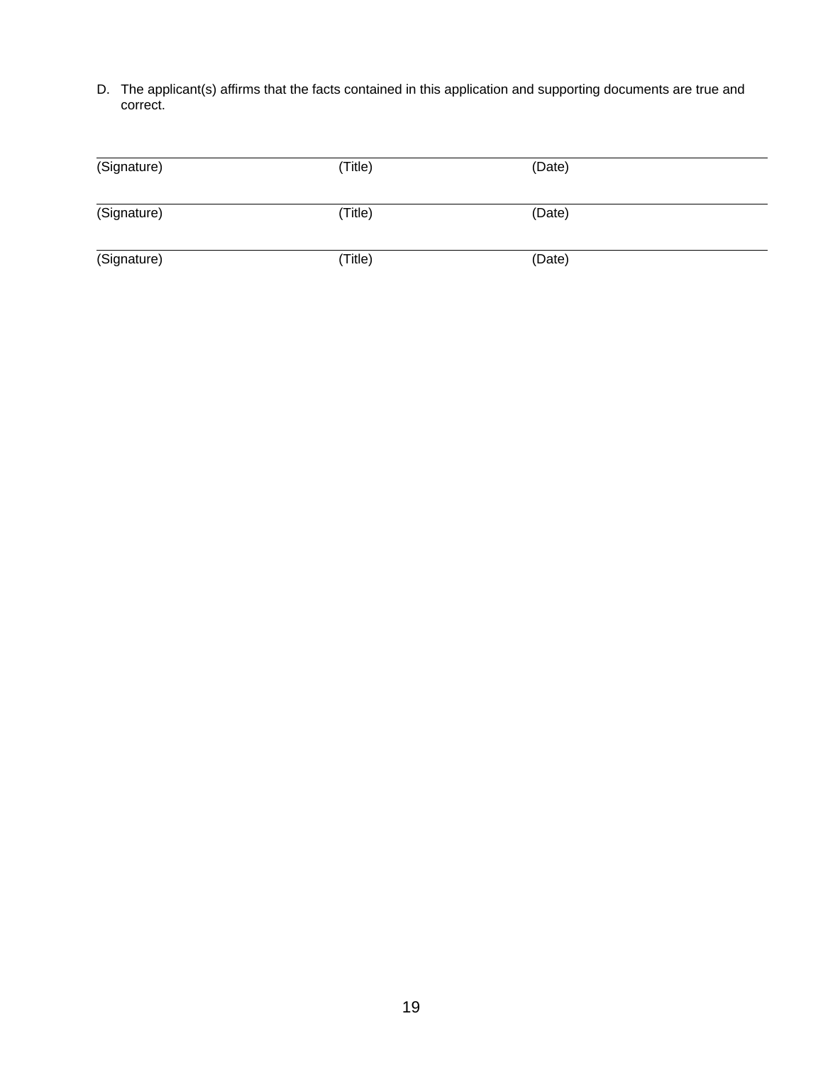D. The applicant(s) affirms that the facts contained in this application and supporting documents are true and correct.

\_\_\_\_\_\_\_\_\_\_\_\_\_\_\_\_\_\_\_\_\_\_\_\_\_\_\_\_\_\_\_\_\_\_\_\_\_\_\_\_\_\_\_\_\_\_\_\_\_\_\_\_\_\_\_\_\_\_\_\_\_\_\_\_\_\_\_\_

| | | |
|---|---|---|
| (Signature) | (Title) | (Date) |

\_\_\_\_\_\_\_\_\_\_\_\_\_\_\_\_\_\_\_\_\_\_\_\_\_\_\_\_\_\_\_\_\_\_\_\_\_\_\_\_\_\_\_\_\_\_\_\_\_\_\_\_\_\_\_\_\_\_\_\_\_\_\_\_\_\_\_\_

| | | |
|---|---|---|
| (Signature) | (Title) | (Date) |

\_\_\_\_\_\_\_\_\_\_\_\_\_\_\_\_\_\_\_\_\_\_\_\_\_\_\_\_\_\_\_\_\_\_\_\_\_\_\_\_\_\_\_\_\_\_\_\_\_\_\_\_\_\_\_\_\_\_\_\_\_\_\_\_\_\_\_\_

| | | |
|---|---|---|
| (Signature) | (Title) | (Date) |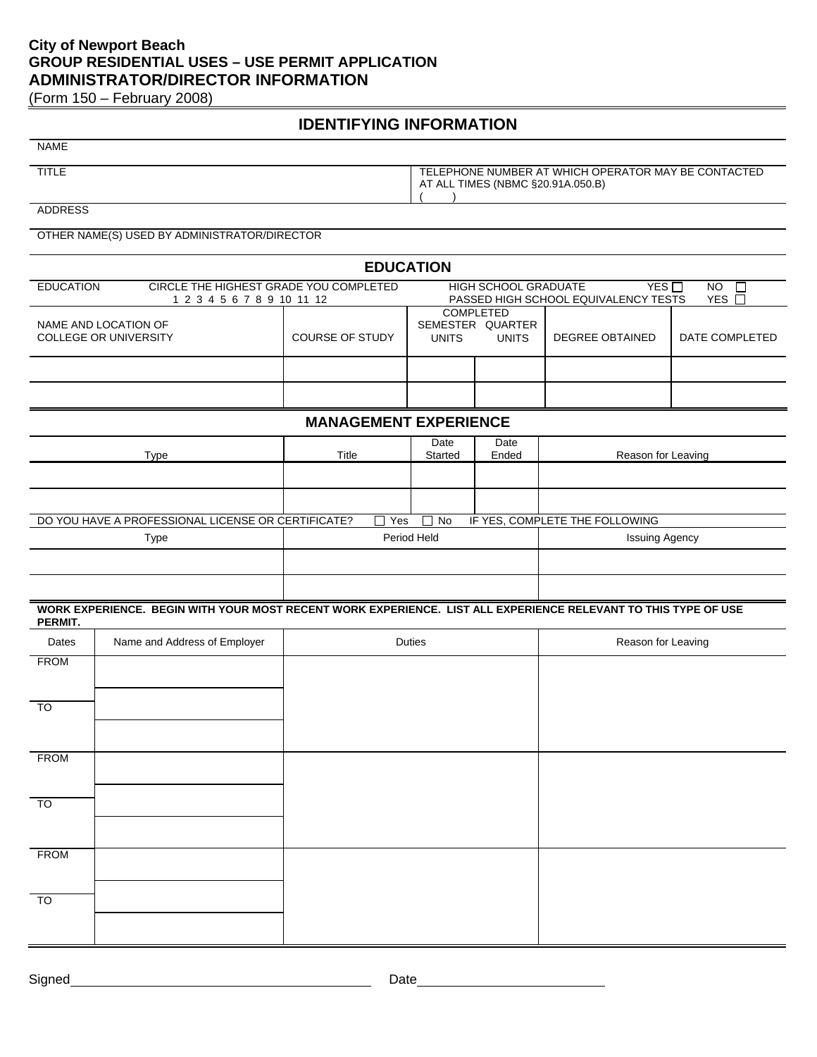**City of Newport Beach**
**GROUP RESIDENTIAL USES – USE PERMIT APPLICATION**
**ADMINISTRATOR/DIRECTOR INFORMATION**
(Form 150 – February 2008)

## IDENTIFYING INFORMATION

NAME

| TITLE | TELEPHONE NUMBER AT WHICH OPERATOR MAY BE CONTACTED AT ALL TIMES (NBMC §20.91A.050.B) ( ) |
|---|---|

ADDRESS

OTHER NAME(S) USED BY ADMINISTRATOR/DIRECTOR

## EDUCATION

EDUCATION CIRCLE THE HIGHEST GRADE YOU COMPLETED 1 2 3 4 5 6 7 8 9 10 11 12

HIGH SCHOOL GRADUATE YES ☐ NO ☐
PASSED HIGH SCHOOL EQUIVALENCY TESTS YES ☐

| NAME AND LOCATION OF COLLEGE OR UNIVERSITY | COURSE OF STUDY | COMPLETED SEMESTER UNITS | COMPLETED QUARTER UNITS | DEGREE OBTAINED | DATE COMPLETED |
|---|---|---|---|---|---|
| | | | | | |
| | | | | | |

## MANAGEMENT EXPERIENCE

| Type | Title | Date Started | Date Ended | Reason for Leaving |
|---|---|---|---|---|
| | | | | |
| | | | | |

DO YOU HAVE A PROFESSIONAL LICENSE OR CERTIFICATE? ☐ Yes ☐ No IF YES, COMPLETE THE FOLLOWING

| Type | Period Held | Issuing Agency |
|---|---|---|
| | | |
| | | |

**WORK EXPERIENCE. BEGIN WITH YOUR MOST RECENT WORK EXPERIENCE. LIST ALL EXPERIENCE RELEVANT TO THIS TYPE OF USE PERMIT.**

| Dates | Name and Address of Employer | Duties | Reason for Leaving |
|---|---|---|---|
| FROM / TO | | | |
| FROM / TO | | | |
| FROM / TO | | | |

Signed\_\_\_\_\_\_\_\_\_\_\_\_\_\_\_\_\_\_\_\_\_\_\_\_\_\_\_\_\_\_\_\_\_\_\_\_\_\_\_\_ Date\_\_\_\_\_\_\_\_\_\_\_\_\_\_\_\_\_\_\_\_\_\_\_\_\_\_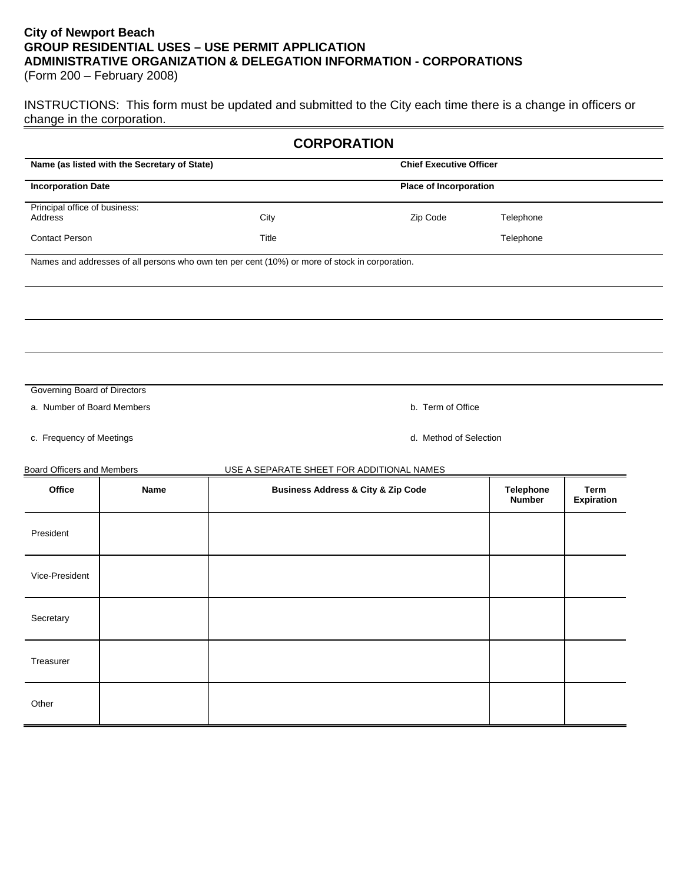**City of Newport Beach**
**GROUP RESIDENTIAL USES – USE PERMIT APPLICATION**
**ADMINISTRATIVE ORGANIZATION & DELEGATION INFORMATION - CORPORATIONS**
(Form 200 – February 2008)

INSTRUCTIONS: This form must be updated and submitted to the City each time there is a change in officers or change in the corporation.

## CORPORATION

**Name (as listed with the Secretary of State)** **Chief Executive Officer**

**Incorporation Date** **Place of Incorporation**

Principal office of business:
Address City Zip Code Telephone

Contact Person Title Telephone

Names and addresses of all persons who own ten per cent (10%) or more of stock in corporation.

Governing Board of Directors

a. Number of Board Members b. Term of Office

c. Frequency of Meetings d. Method of Selection

Board Officers and Members USE A SEPARATE SHEET FOR ADDITIONAL NAMES

| Office | Name | Business Address & City & Zip Code | Telephone Number | Term Expiration |
|---|---|---|---|---|
| President | | | | |
| Vice-President | | | | |
| Secretary | | | | |
| Treasurer | | | | |
| Other | | | | |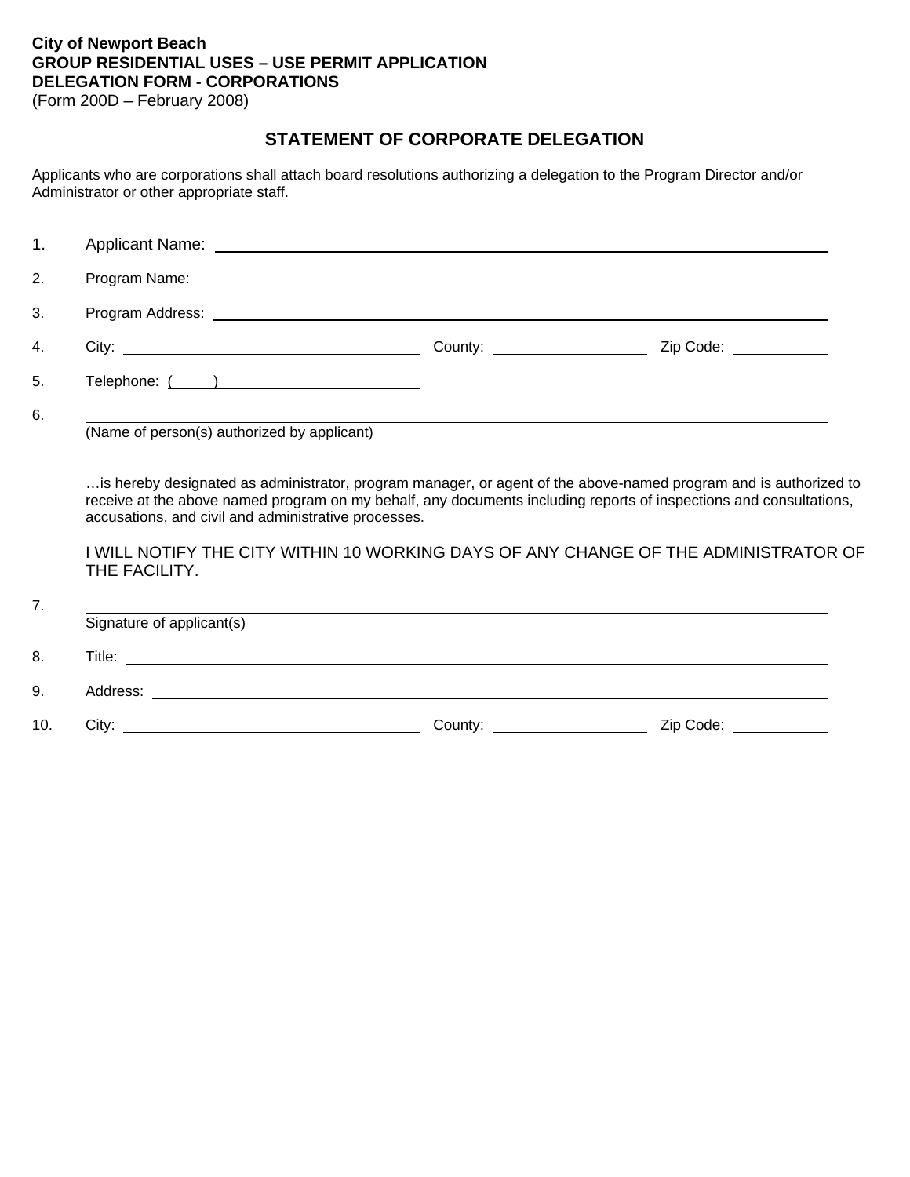**City of Newport Beach**
**GROUP RESIDENTIAL USES – USE PERMIT APPLICATION**
**DELEGATION FORM - CORPORATIONS**
(Form 200D – February 2008)

## STATEMENT OF CORPORATE DELEGATION

Applicants who are corporations shall attach board resolutions authorizing a delegation to the Program Director and/or Administrator or other appropriate staff.

1. Applicant Name: ______________________________

2. Program Name: ______________________________

3. Program Address: ______________________________

4. City: ____________________ County: ____________ Zip Code: ________

5. Telephone: (     ) ____________________

6. ______________________________
(Name of person(s) authorized by applicant)

…is hereby designated as administrator, program manager, or agent of the above-named program and is authorized to receive at the above named program on my behalf, any documents including reports of inspections and consultations, accusations, and civil and administrative processes.

I WILL NOTIFY THE CITY WITHIN 10 WORKING DAYS OF ANY CHANGE OF THE ADMINISTRATOR OF THE FACILITY.

7. ______________________________
Signature of applicant(s)

8. Title: ______________________________

9. Address: ______________________________

10. City: ____________________ County: ____________ Zip Code: ________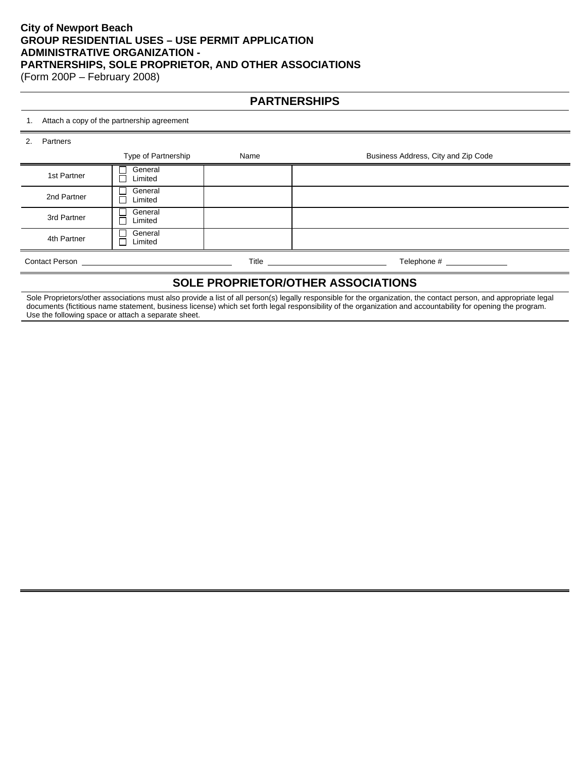**City of Newport Beach**
**GROUP RESIDENTIAL USES – USE PERMIT APPLICATION**
**ADMINISTRATIVE ORGANIZATION -**
**PARTNERSHIPS, SOLE PROPRIETOR, AND OTHER ASSOCIATIONS**
(Form 200P – February 2008)

## PARTNERSHIPS

1. Attach a copy of the partnership agreement

2. Partners

| | Type of Partnership | Name | Business Address, City and Zip Code |
|---|---|---|---|
| 1st Partner | ☐ General<br>☐ Limited | | |
| 2nd Partner | ☐ General<br>☐ Limited | | |
| 3rd Partner | ☐ General<br>☐ Limited | | |
| 4th Partner | ☐ General<br>☐ Limited | | |

Contact Person ______________________ Title ______________________ Telephone # ______________

## SOLE PROPRIETOR/OTHER ASSOCIATIONS

Sole Proprietors/other associations must also provide a list of all person(s) legally responsible for the organization, the contact person, and appropriate legal documents (fictitious name statement, business license) which set forth legal responsibility of the organization and accountability for opening the program. Use the following space or attach a separate sheet.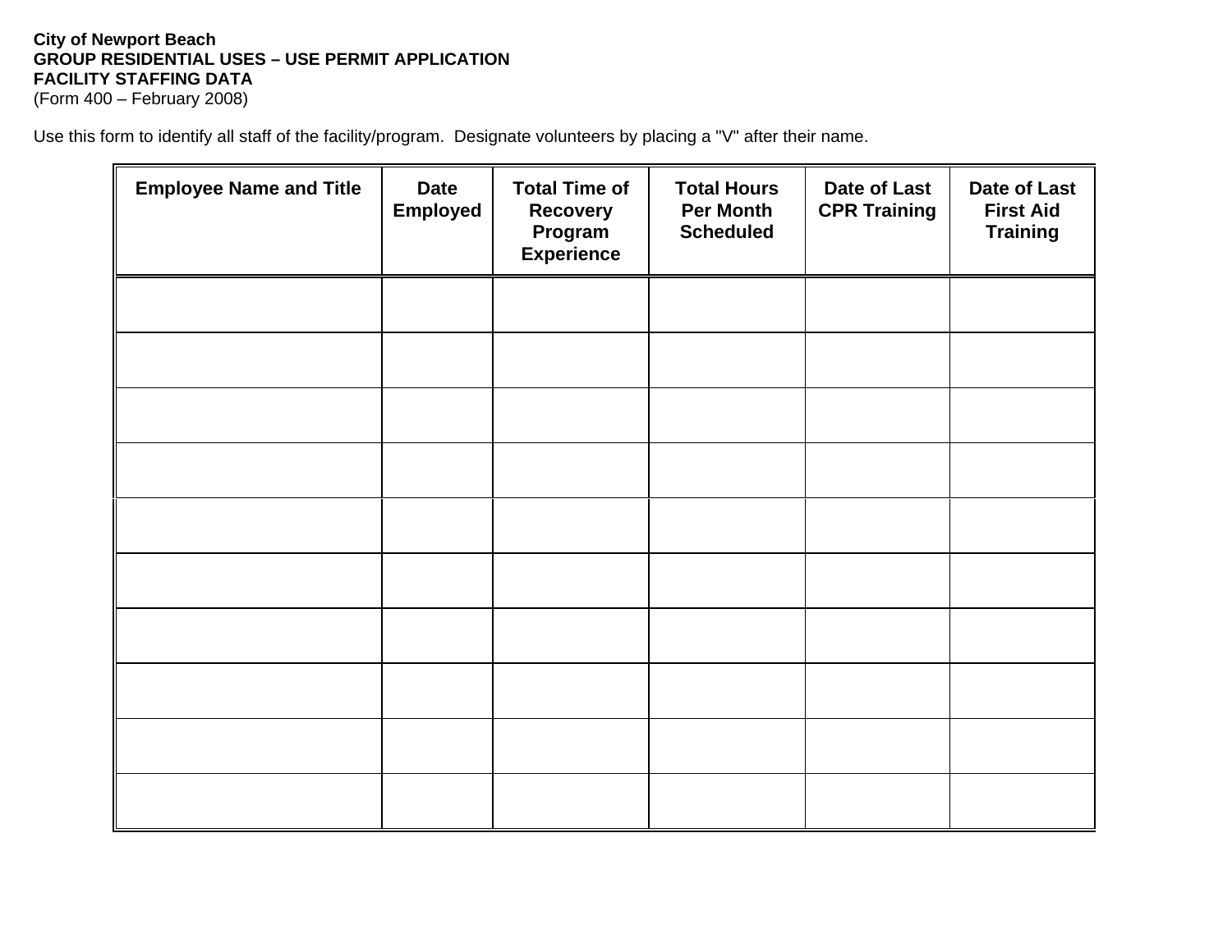**City of Newport Beach**
**GROUP RESIDENTIAL USES – USE PERMIT APPLICATION**
**FACILITY STAFFING DATA**
(Form 400 – February 2008)

Use this form to identify all staff of the facility/program. Designate volunteers by placing a "V" after their name.

| Employee Name and Title | Date Employed | Total Time of Recovery Program Experience | Total Hours Per Month Scheduled | Date of Last CPR Training | Date of Last First Aid Training |
|---|---|---|---|---|---|
| | | | | | |
| | | | | | |
| | | | | | |
| | | | | | |
| | | | | | |
| | | | | | |
| | | | | | |
| | | | | | |
| | | | | | |
| | | | | | |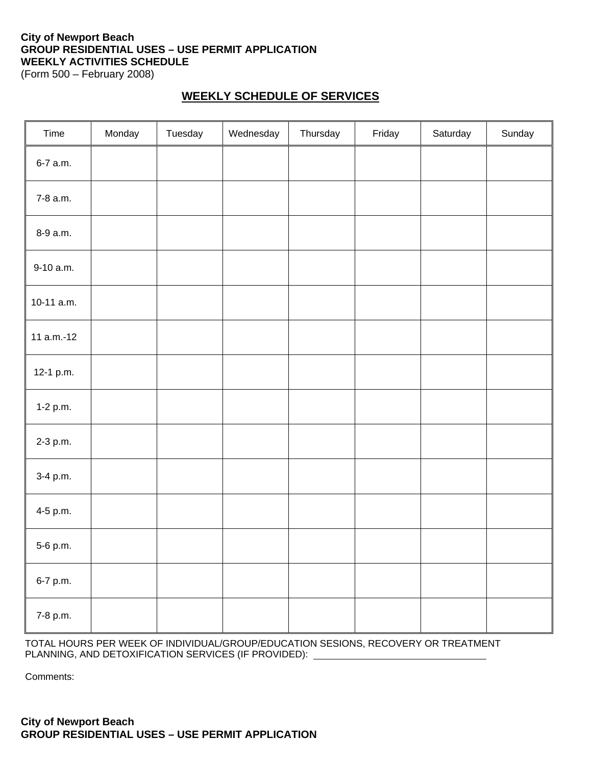**City of Newport Beach**
**GROUP RESIDENTIAL USES – USE PERMIT APPLICATION**
**WEEKLY ACTIVITIES SCHEDULE**
(Form 500 – February 2008)

## WEEKLY SCHEDULE OF SERVICES

| Time | Monday | Tuesday | Wednesday | Thursday | Friday | Saturday | Sunday |
|---|---|---|---|---|---|---|---|
| 6-7 a.m. | | | | | | | |
| 7-8 a.m. | | | | | | | |
| 8-9 a.m. | | | | | | | |
| 9-10 a.m. | | | | | | | |
| 10-11 a.m. | | | | | | | |
| 11 a.m.-12 | | | | | | | |
| 12-1 p.m. | | | | | | | |
| 1-2 p.m. | | | | | | | |
| 2-3 p.m. | | | | | | | |
| 3-4 p.m. | | | | | | | |
| 4-5 p.m. | | | | | | | |
| 5-6 p.m. | | | | | | | |
| 6-7 p.m. | | | | | | | |
| 7-8 p.m. | | | | | | | |

TOTAL HOURS PER WEEK OF INDIVIDUAL/GROUP/EDUCATION SESIONS, RECOVERY OR TREATMENT PLANNING, AND DETOXIFICATION SERVICES (IF PROVIDED): ______________________________

Comments: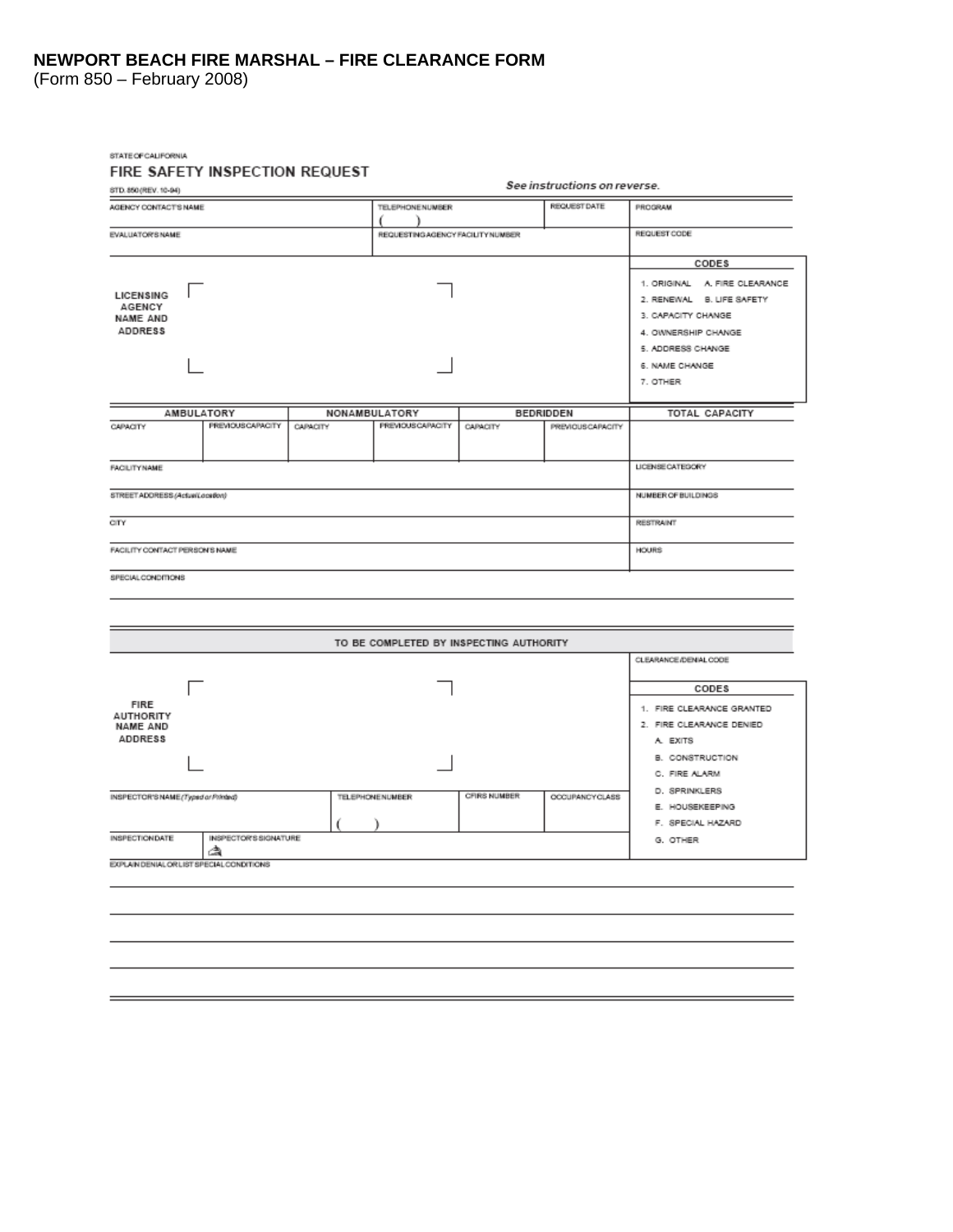**NEWPORT BEACH FIRE MARSHAL – FIRE CLEARANCE FORM**
(Form 850 – February 2008)

STATE OF CALIFORNIA

## FIRE SAFETY INSPECTION REQUEST

STD. 850 (REV. 10-94)

*See instructions on reverse.*

| AGENCY CONTACT'S NAME | TELEPHONE NUMBER ( ) | REQUEST DATE | PROGRAM |
|---|---|---|---|
| EVALUATOR'S NAME | REQUESTING AGENCY FACILITY NUMBER | | REQUEST CODE |

LICENSING AGENCY NAME AND ADDRESS

**CODES**

1. ORIGINAL A. FIRE CLEARANCE
2. RENEWAL B. LIFE SAFETY
3. CAPACITY CHANGE
4. OWNERSHIP CHANGE
5. ADDRESS CHANGE
6. NAME CHANGE
7. OTHER

| AMBULATORY | | NONAMBULATORY | | BEDRIDDEN | | TOTAL CAPACITY |
|---|---|---|---|---|---|---|
| CAPACITY | PREVIOUS CAPACITY | CAPACITY | PREVIOUS CAPACITY | CAPACITY | PREVIOUS CAPACITY | |

| | |
|---|---|
| FACILITY NAME | LICENSE CATEGORY |
| STREET ADDRESS *(Actual Location)* | NUMBER OF BUILDINGS |
| CITY | RESTRAINT |
| FACILITY CONTACT PERSON'S NAME | HOURS |

SPECIAL CONDITIONS

**TO BE COMPLETED BY INSPECTING AUTHORITY**

FIRE AUTHORITY NAME AND ADDRESS

CLEARANCE/DENIAL CODE

**CODES**

1. FIRE CLEARANCE GRANTED
2. FIRE CLEARANCE DENIED
   - A. EXITS
   - B. CONSTRUCTION
   - C. FIRE ALARM
   - D. SPRINKLERS
   - E. HOUSEKEEPING
   - F. SPECIAL HAZARD
   - G. OTHER

| INSPECTOR'S NAME *(Typed or Printed)* | TELEPHONE NUMBER ( ) | CFIRS NUMBER | OCCUPANCY CLASS |
|---|---|---|---|
| INSPECTION DATE | INSPECTOR'S SIGNATURE | | |

EXPLAIN DENIAL OR LIST SPECIAL CONDITIONS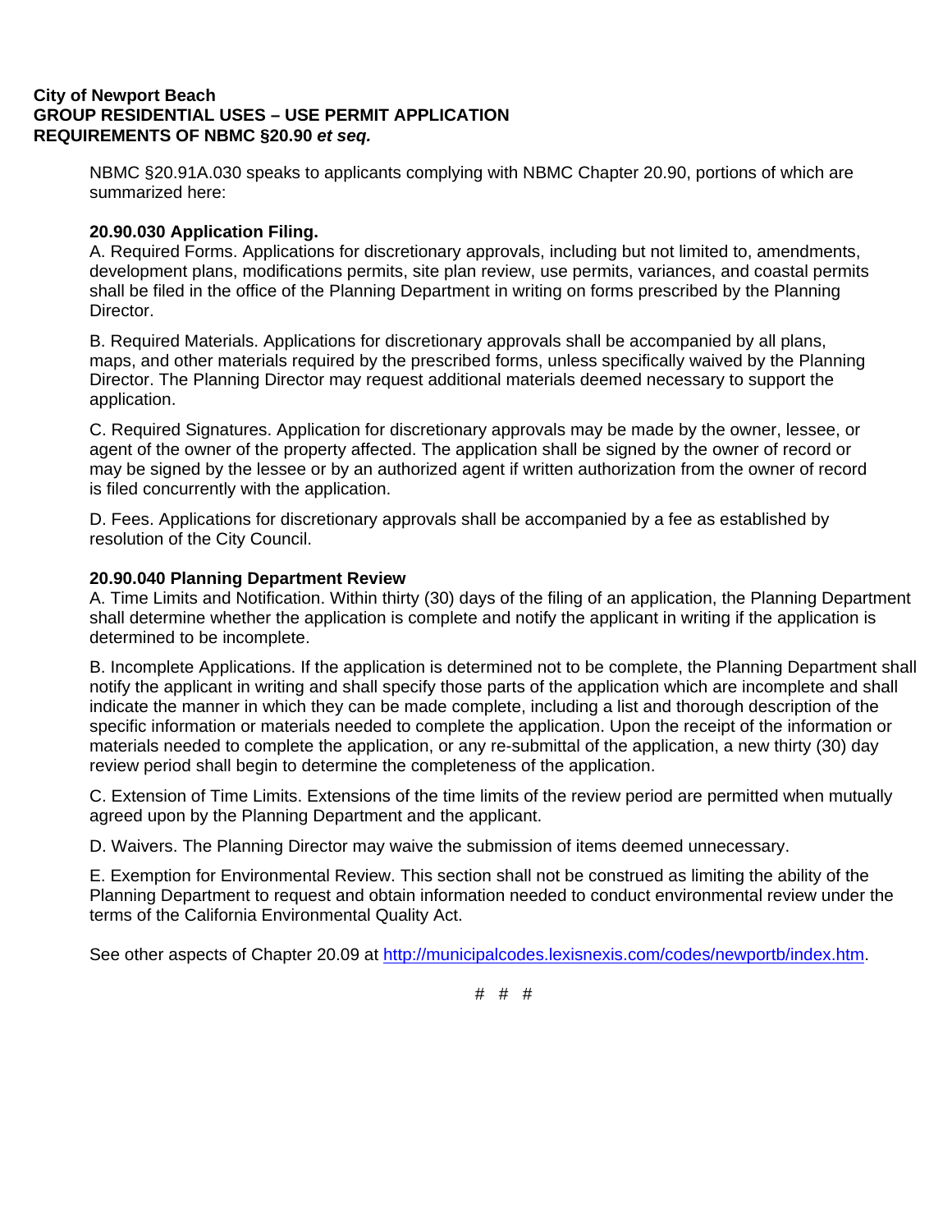**City of Newport Beach**
**GROUP RESIDENTIAL USES – USE PERMIT APPLICATION**
**REQUIREMENTS OF NBMC §20.90 *et seq.***

NBMC §20.91A.030 speaks to applicants complying with NBMC Chapter 20.90, portions of which are summarized here:

**20.90.030 Application Filing.**
A. Required Forms. Applications for discretionary approvals, including but not limited to, amendments, development plans, modifications permits, site plan review, use permits, variances, and coastal permits shall be filed in the office of the Planning Department in writing on forms prescribed by the Planning Director.

B. Required Materials. Applications for discretionary approvals shall be accompanied by all plans, maps, and other materials required by the prescribed forms, unless specifically waived by the Planning Director. The Planning Director may request additional materials deemed necessary to support the application.

C. Required Signatures. Application for discretionary approvals may be made by the owner, lessee, or agent of the owner of the property affected. The application shall be signed by the owner of record or may be signed by the lessee or by an authorized agent if written authorization from the owner of record is filed concurrently with the application.

D. Fees. Applications for discretionary approvals shall be accompanied by a fee as established by resolution of the City Council.

**20.90.040 Planning Department Review**
A. Time Limits and Notification. Within thirty (30) days of the filing of an application, the Planning Department shall determine whether the application is complete and notify the applicant in writing if the application is determined to be incomplete.

B. Incomplete Applications. If the application is determined not to be complete, the Planning Department shall notify the applicant in writing and shall specify those parts of the application which are incomplete and shall indicate the manner in which they can be made complete, including a list and thorough description of the specific information or materials needed to complete the application. Upon the receipt of the information or materials needed to complete the application, or any re-submittal of the application, a new thirty (30) day review period shall begin to determine the completeness of the application.

C. Extension of Time Limits. Extensions of the time limits of the review period are permitted when mutually agreed upon by the Planning Department and the applicant.

D. Waivers. The Planning Director may waive the submission of items deemed unnecessary.

E. Exemption for Environmental Review. This section shall not be construed as limiting the ability of the Planning Department to request and obtain information needed to conduct environmental review under the terms of the California Environmental Quality Act.

See other aspects of Chapter 20.09 at http://municipalcodes.lexisnexis.com/codes/newportb/index.htm.

# # #